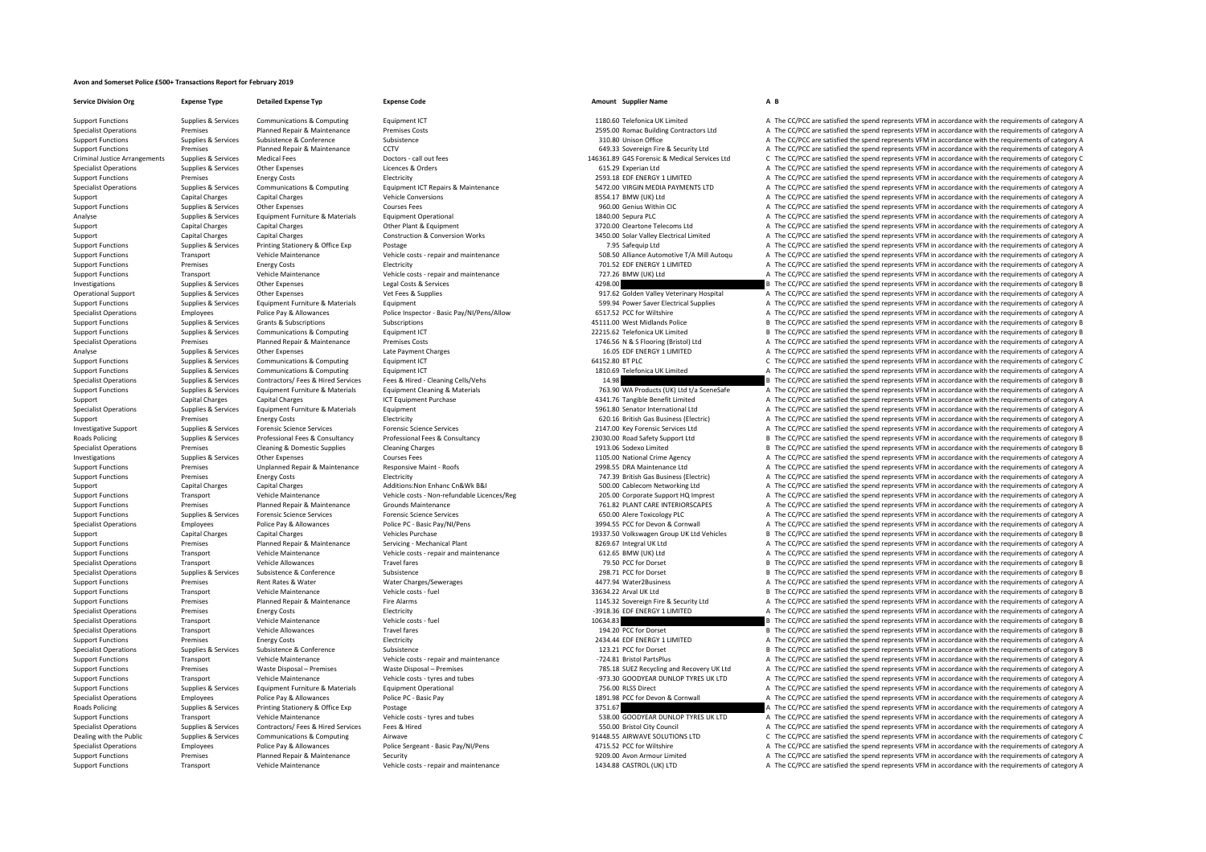# Avon and Somerset Police £500+ Transactions Report for February 2019

| Service Division Org | Expense Type | Detailed Expense Typ | Expense Code | Amount | Supplier Name | A | B |
|---|---|---|---|---|---|---|---|
| Support Functions | Supplies & Services | Communications & Computing | Equipment ICT | 1180.60 | Telefonica UK Limited | A | The CC/PCC are satisfied the spend represents VFM in accordance with the requirements of category A |
| Specialist Operations | Premises | Planned Repair & Maintenance | Premises Costs | 2595.00 | Romac Building Contractors Ltd | A | The CC/PCC are satisfied the spend represents VFM in accordance with the requirements of category A |
| Support Functions | Supplies & Services | Subsistence & Conference | Subsistence | 310.80 | Unison Office | A | The CC/PCC are satisfied the spend represents VFM in accordance with the requirements of category A |
| Support Functions | Premises | Planned Repair & Maintenance | CCTV | 649.33 | Sovereign Fire & Security Ltd | A | The CC/PCC are satisfied the spend represents VFM in accordance with the requirements of category A |
| Criminal Justice Arrangements | Supplies & Services | Medical Fees | Doctors - call out fees | 146361.89 | G4S Forensic & Medical Services Ltd | C | The CC/PCC are satisfied the spend represents VFM in accordance with the requirements of category C |
| Specialist Operations | Supplies & Services | Other Expenses | Licences & Orders | 615.29 | Experian Ltd | A | The CC/PCC are satisfied the spend represents VFM in accordance with the requirements of category A |
| Support Functions | Premises | Energy Costs | Electricity | 2593.18 | EDF ENERGY 1 LIMITED | A | The CC/PCC are satisfied the spend represents VFM in accordance with the requirements of category A |
| Specialist Operations | Supplies & Services | Communications & Computing | Equipment ICT Repairs & Maintenance | 5472.00 | VIRGIN MEDIA PAYMENTS LTD | A | The CC/PCC are satisfied the spend represents VFM in accordance with the requirements of category A |
| Support | Capital Charges | Capital Charges | Vehicle Conversions | 8554.17 | BMW (UK) Ltd | A | The CC/PCC are satisfied the spend represents VFM in accordance with the requirements of category A |
| Support Functions | Supplies & Services | Other Expenses | Courses Fees | 960.00 | Genius Within CIC | A | The CC/PCC are satisfied the spend represents VFM in accordance with the requirements of category A |
| Analyse | Supplies & Services | Equipment Furniture & Materials | Equipment Operational | 1840.00 | Sepura PLC | A | The CC/PCC are satisfied the spend represents VFM in accordance with the requirements of category A |
| Support | Capital Charges | Capital Charges | Other Plant & Equipment | 3720.00 | Cleartone Telecoms Ltd | A | The CC/PCC are satisfied the spend represents VFM in accordance with the requirements of category A |
| Support | Capital Charges | Capital Charges | Construction & Conversion Works | 3450.00 | Solar Valley Electrical Limited | A | The CC/PCC are satisfied the spend represents VFM in accordance with the requirements of category A |
| Support Functions | Supplies & Services | Printing Stationery & Office Exp | Postage | 7.95 | Safequip Ltd | A | The CC/PCC are satisfied the spend represents VFM in accordance with the requirements of category A |
| Support Functions | Transport | Vehicle Maintenance | Vehicle costs - repair and maintenance | 508.50 | Alliance Automotive T/A Mill Autoqu | A | The CC/PCC are satisfied the spend represents VFM in accordance with the requirements of category A |
| Support Functions | Premises | Energy Costs | Electricity | 701.52 | EDF ENERGY 1 LIMITED | A | The CC/PCC are satisfied the spend represents VFM in accordance with the requirements of category A |
| Support Functions | Transport | Vehicle Maintenance | Vehicle costs - repair and maintenance | 727.26 | BMW (UK) Ltd | A | The CC/PCC are satisfied the spend represents VFM in accordance with the requirements of category A |
| Investigations | Supplies & Services | Other Expenses | Legal Costs & Services | 4298.00 | | B | The CC/PCC are satisfied the spend represents VFM in accordance with the requirements of category B |
| Operational Support | Supplies & Services | Other Expenses | Vet Fees & Supplies | 917.62 | Golden Valley Veterinary Hospital | A | The CC/PCC are satisfied the spend represents VFM in accordance with the requirements of category A |
| Support Functions | Supplies & Services | Equipment Furniture & Materials | Equipment | 599.94 | Power Saver Electrical Supplies | A | The CC/PCC are satisfied the spend represents VFM in accordance with the requirements of category A |
| Specialist Operations | Employees | Police Pay & Allowances | Police Inspector - Basic Pay/NI/Pens/Allow | 6517.52 | PCC for Wiltshire | A | The CC/PCC are satisfied the spend represents VFM in accordance with the requirements of category A |
| Support Functions | Supplies & Services | Grants & Subscriptions | Subscriptions | 45111.00 | West Midlands Police | B | The CC/PCC are satisfied the spend represents VFM in accordance with the requirements of category B |
| Support Functions | Supplies & Services | Communications & Computing | Equipment ICT | 22215.62 | Telefonica UK Limited | B | The CC/PCC are satisfied the spend represents VFM in accordance with the requirements of category B |
| Specialist Operations | Premises | Planned Repair & Maintenance | Premises Costs | 1746.56 | N & S Flooring (Bristol) Ltd | A | The CC/PCC are satisfied the spend represents VFM in accordance with the requirements of category A |
| Analyse | Supplies & Services | Other Expenses | Late Payment Charges | 16.05 | EDF ENERGY 1 LIMITED | A | The CC/PCC are satisfied the spend represents VFM in accordance with the requirements of category A |
| Support Functions | Supplies & Services | Communications & Computing | Equipment ICT | 64152.80 | BT PLC | C | The CC/PCC are satisfied the spend represents VFM in accordance with the requirements of category C |
| Support Functions | Supplies & Services | Communications & Computing | Equipment ICT | 1810.69 | Telefonica UK Limited | A | The CC/PCC are satisfied the spend represents VFM in accordance with the requirements of category A |
| Specialist Operations | Supplies & Services | Contractors/ Fees & Hired Services | Fees & Hired - Cleaning Cells/Vehs | 14.98 | | B | The CC/PCC are satisfied the spend represents VFM in accordance with the requirements of category B |
| Support Functions | Supplies & Services | Equipment Furniture & Materials | Equipment Cleaning & Materials | 763.90 | WA Products (UK) Ltd t/a SceneSafe | A | The CC/PCC are satisfied the spend represents VFM in accordance with the requirements of category A |
| Support | Capital Charges | Capital Charges | ICT Equipment Purchase | 4341.76 | Tangible Benefit Limited | A | The CC/PCC are satisfied the spend represents VFM in accordance with the requirements of category A |
| Specialist Operations | Supplies & Services | Equipment Furniture & Materials | Equipment | 5961.80 | Senator International Ltd | A | The CC/PCC are satisfied the spend represents VFM in accordance with the requirements of category A |
| Support | Premises | Energy Costs | Electricity | 620.16 | British Gas Business (Electric) | A | The CC/PCC are satisfied the spend represents VFM in accordance with the requirements of category A |
| Investigative Support | Supplies & Services | Forensic Science Services | Forensic Science Services | 2147.00 | Key Forensic Services Ltd | A | The CC/PCC are satisfied the spend represents VFM in accordance with the requirements of category A |
| Roads Policing | Supplies & Services | Professional Fees & Consultancy | Professional Fees & Consultancy | 23030.00 | Road Safety Support Ltd | B | The CC/PCC are satisfied the spend represents VFM in accordance with the requirements of category B |
| Specialist Operations | Premises | Cleaning & Domestic Supplies | Cleaning Charges | 1913.06 | Sodexo Limited | B | The CC/PCC are satisfied the spend represents VFM in accordance with the requirements of category B |
| Investigations | Supplies & Services | Other Expenses | Courses Fees | 1105.00 | National Crime Agency | A | The CC/PCC are satisfied the spend represents VFM in accordance with the requirements of category A |
| Support Functions | Premises | Unplanned Repair & Maintenance | Responsive Maint - Roofs | 2998.55 | DRA Maintenance Ltd | A | The CC/PCC are satisfied the spend represents VFM in accordance with the requirements of category A |
| Support Functions | Premises | Energy Costs | Electricity | 747.39 | British Gas Business (Electric) | A | The CC/PCC are satisfied the spend represents VFM in accordance with the requirements of category A |
| Support | Capital Charges | Capital Charges | Additions:Non Enhanc Cn&Wk B&I | 500.00 | Cablecom Networking Ltd | A | The CC/PCC are satisfied the spend represents VFM in accordance with the requirements of category A |
| Support Functions | Transport | Vehicle Maintenance | Vehicle costs - Non-refundable Licences/Reg | 205.00 | Corporate Support HQ Imprest | A | The CC/PCC are satisfied the spend represents VFM in accordance with the requirements of category A |
| Support Functions | Premises | Planned Repair & Maintenance | Grounds Maintenance | 761.82 | PLANT CARE INTERIORSCAPES | A | The CC/PCC are satisfied the spend represents VFM in accordance with the requirements of category A |
| Support Functions | Supplies & Services | Forensic Science Services | Forensic Science Services | 650.00 | Alere Toxicology PLC | A | The CC/PCC are satisfied the spend represents VFM in accordance with the requirements of category A |
| Specialist Operations | Employees | Police Pay & Allowances | Police PC - Basic Pay/NI/Pens | 3994.55 | PCC for Devon & Cornwall | A | The CC/PCC are satisfied the spend represents VFM in accordance with the requirements of category A |
| Support | Capital Charges | Capital Charges | Vehicles Purchase | 19337.50 | Volkswagen Group UK Ltd Vehicles | B | The CC/PCC are satisfied the spend represents VFM in accordance with the requirements of category B |
| Support Functions | Premises | Planned Repair & Maintenance | Servicing - Mechanical Plant | 8269.67 | Integral UK Ltd | A | The CC/PCC are satisfied the spend represents VFM in accordance with the requirements of category A |
| Support Functions | Transport | Vehicle Maintenance | Vehicle costs - repair and maintenance | 612.65 | BMW (UK) Ltd | A | The CC/PCC are satisfied the spend represents VFM in accordance with the requirements of category A |
| Specialist Operations | Transport | Vehicle Allowances | Travel fares | 79.50 | PCC for Dorset | B | The CC/PCC are satisfied the spend represents VFM in accordance with the requirements of category B |
| Specialist Operations | Supplies & Services | Subsistence & Conference | Subsistence | 298.71 | PCC for Dorset | B | The CC/PCC are satisfied the spend represents VFM in accordance with the requirements of category B |
| Support Functions | Premises | Rent Rates & Water | Water Charges/Sewerages | 4477.94 | Water2Business | A | The CC/PCC are satisfied the spend represents VFM in accordance with the requirements of category A |
| Support Functions | Transport | Vehicle Maintenance | Vehicle costs - fuel | 33634.22 | Arval UK Ltd | B | The CC/PCC are satisfied the spend represents VFM in accordance with the requirements of category B |
| Support Functions | Premises | Planned Repair & Maintenance | Fire Alarms | 1145.32 | Sovereign Fire & Security Ltd | A | The CC/PCC are satisfied the spend represents VFM in accordance with the requirements of category A |
| Specialist Operations | Premises | Energy Costs | Electricity | -3918.36 | EDF ENERGY 1 LIMITED | A | The CC/PCC are satisfied the spend represents VFM in accordance with the requirements of category A |
| Specialist Operations | Transport | Vehicle Maintenance | Vehicle costs - fuel | 10634.83 | | B | The CC/PCC are satisfied the spend represents VFM in accordance with the requirements of category B |
| Specialist Operations | Transport | Vehicle Allowances | Travel fares | 194.20 | PCC for Dorset | B | The CC/PCC are satisfied the spend represents VFM in accordance with the requirements of category B |
| Support Functions | Premises | Energy Costs | Electricity | 2434.44 | EDF ENERGY 1 LIMITED | A | The CC/PCC are satisfied the spend represents VFM in accordance with the requirements of category A |
| Specialist Operations | Supplies & Services | Subsistence & Conference | Subsistence | 123.21 | PCC for Dorset | B | The CC/PCC are satisfied the spend represents VFM in accordance with the requirements of category B |
| Support Functions | Transport | Vehicle Maintenance | Vehicle costs - repair and maintenance | -724.81 | Bristol PartsPlus | A | The CC/PCC are satisfied the spend represents VFM in accordance with the requirements of category A |
| Support Functions | Premises | Waste Disposal – Premises | Waste Disposal – Premises | 785.18 | SUEZ Recycling and Recovery UK Ltd | A | The CC/PCC are satisfied the spend represents VFM in accordance with the requirements of category A |
| Support Functions | Transport | Vehicle Maintenance | Vehicle costs - tyres and tubes | -973.30 | GOODYEAR DUNLOP TYRES UK LTD | A | The CC/PCC are satisfied the spend represents VFM in accordance with the requirements of category A |
| Support Functions | Supplies & Services | Equipment Furniture & Materials | Equipment Operational | 756.00 | RLSS Direct | A | The CC/PCC are satisfied the spend represents VFM in accordance with the requirements of category A |
| Specialist Operations | Employees | Police Pay & Allowances | Police PC - Basic Pay | 1891.98 | PCC for Devon & Cornwall | A | The CC/PCC are satisfied the spend represents VFM in accordance with the requirements of category A |
| Roads Policing | Supplies & Services | Printing Stationery & Office Exp | Postage | 3751.67 | | A | The CC/PCC are satisfied the spend represents VFM in accordance with the requirements of category A |
| Support Functions | Transport | Vehicle Maintenance | Vehicle costs - tyres and tubes | 538.00 | GOODYEAR DUNLOP TYRES UK LTD | A | The CC/PCC are satisfied the spend represents VFM in accordance with the requirements of category A |
| Specialist Operations | Supplies & Services | Contractors/ Fees & Hired Services | Fees & Hired | 550.00 | Bristol City Council | A | The CC/PCC are satisfied the spend represents VFM in accordance with the requirements of category A |
| Dealing with the Public | Supplies & Services | Communications & Computing | Airwave | 91448.55 | AIRWAVE SOLUTIONS LTD | C | The CC/PCC are satisfied the spend represents VFM in accordance with the requirements of category C |
| Specialist Operations | Employees | Police Pay & Allowances | Police Sergeant - Basic Pay/NI/Pens | 4715.52 | PCC for Wiltshire | A | The CC/PCC are satisfied the spend represents VFM in accordance with the requirements of category A |
| Support Functions | Premises | Planned Repair & Maintenance | Security | 9209.00 | Avon Armour Limited | A | The CC/PCC are satisfied the spend represents VFM in accordance with the requirements of category A |
| Support Functions | Transport | Vehicle Maintenance | Vehicle costs - repair and maintenance | 1434.88 | CASTROL (UK) LTD | A | The CC/PCC are satisfied the spend represents VFM in accordance with the requirements of category A |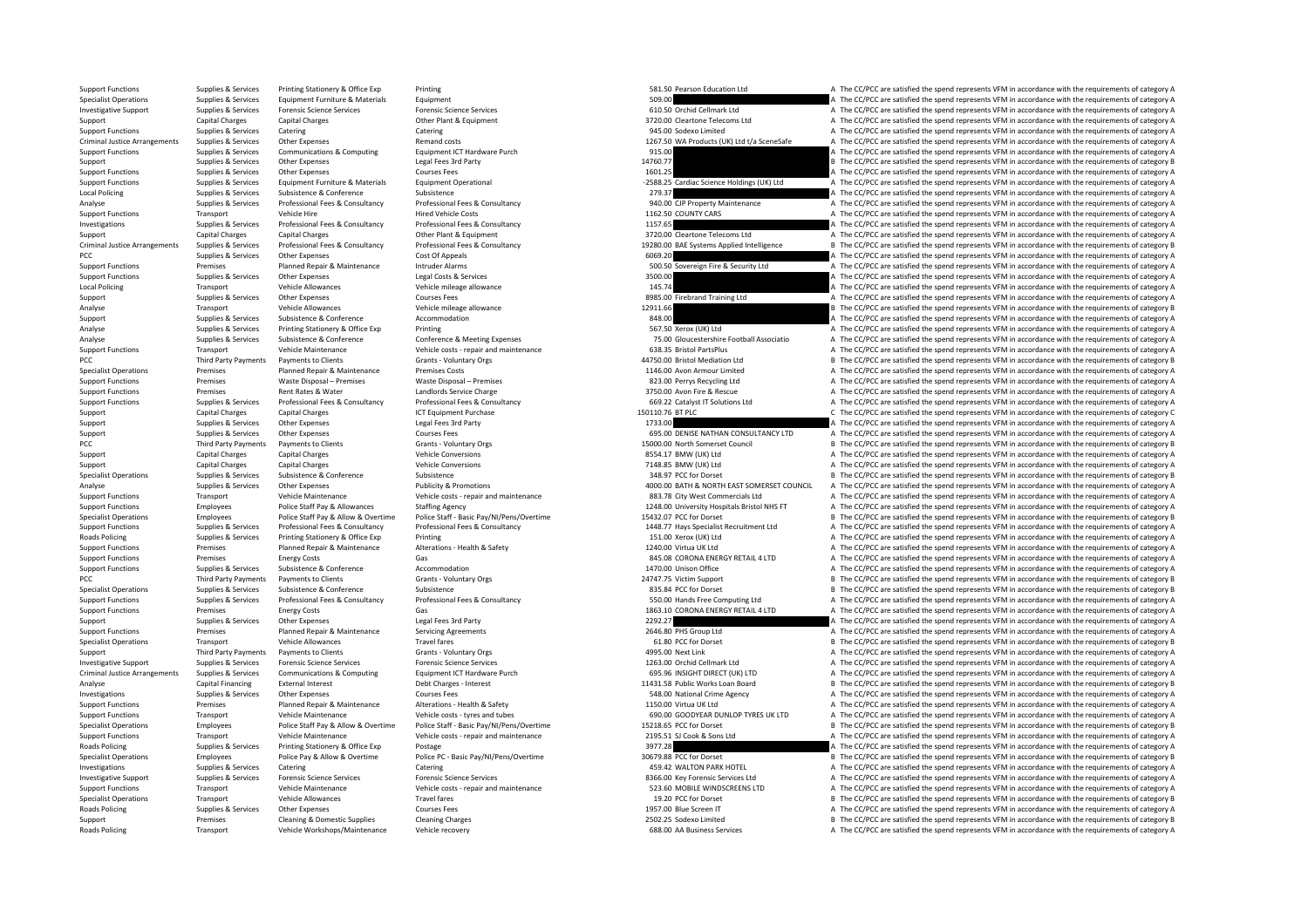| | | | | | | | |
|---|---|---|---|---|---|---|---|
| Support Functions | Supplies & Services | Printing Stationery & Office Exp | Printing | 581.50 | Pearson Education Ltd | A | The CC/PCC are satisfied the spend represents VFM in accordance with the requirements of category A |
| Specialist Operations | Supplies & Services | Equipment Furniture & Materials | Equipment | 509.00 | | A | The CC/PCC are satisfied the spend represents VFM in accordance with the requirements of category A |
| Investigative Support | Supplies & Services | Forensic Science Services | Forensic Science Services | 610.50 | Orchid Cellmark Ltd | A | The CC/PCC are satisfied the spend represents VFM in accordance with the requirements of category A |
| Support | Capital Charges | Capital Charges | Other Plant & Equipment | 3720.00 | Cleartone Telecoms Ltd | A | The CC/PCC are satisfied the spend represents VFM in accordance with the requirements of category A |
| Support Functions | Supplies & Services | Catering | Catering | 945.00 | Sodexo Limited | A | The CC/PCC are satisfied the spend represents VFM in accordance with the requirements of category A |
| Criminal Justice Arrangements | Supplies & Services | Other Expenses | Remand costs | 1267.50 | WA Products (UK) Ltd t/a SceneSafe | A | The CC/PCC are satisfied the spend represents VFM in accordance with the requirements of category A |
| Support Functions | Supplies & Services | Communications & Computing | Equipment ICT Hardware Purch | 915.00 | | A | The CC/PCC are satisfied the spend represents VFM in accordance with the requirements of category A |
| Support | Supplies & Services | Other Expenses | Legal Fees 3rd Party | 14760.77 | | B | The CC/PCC are satisfied the spend represents VFM in accordance with the requirements of category B |
| Support Functions | Supplies & Services | Other Expenses | Courses Fees | 1601.25 | | A | The CC/PCC are satisfied the spend represents VFM in accordance with the requirements of category A |
| Support Functions | Supplies & Services | Equipment Furniture & Materials | Equipment Operational | -2588.25 | Cardiac Science Holdings (UK) Ltd | A | The CC/PCC are satisfied the spend represents VFM in accordance with the requirements of category A |
| Local Policing | Supplies & Services | Subsistence & Conference | Subsistence | 279.37 | | A | The CC/PCC are satisfied the spend represents VFM in accordance with the requirements of category A |
| Analyse | Supplies & Services | Professional Fees & Consultancy | Professional Fees & Consultancy | 940.00 | CJP Property Maintenance | A | The CC/PCC are satisfied the spend represents VFM in accordance with the requirements of category A |
| Support Functions | Transport | Vehicle Hire | Hired Vehicle Costs | 1162.50 | COUNTY CARS | A | The CC/PCC are satisfied the spend represents VFM in accordance with the requirements of category A |
| Investigations | Supplies & Services | Professional Fees & Consultancy | Professional Fees & Consultancy | 1157.65 | | A | The CC/PCC are satisfied the spend represents VFM in accordance with the requirements of category A |
| Support | Capital Charges | Capital Charges | Other Plant & Equipment | 3720.00 | Cleartone Telecoms Ltd | A | The CC/PCC are satisfied the spend represents VFM in accordance with the requirements of category A |
| Criminal Justice Arrangements | Supplies & Services | Professional Fees & Consultancy | Professional Fees & Consultancy | 19280.00 | BAE Systems Applied Intelligence | B | The CC/PCC are satisfied the spend represents VFM in accordance with the requirements of category B |
| PCC | Supplies & Services | Other Expenses | Cost Of Appeals | 6069.20 | | A | The CC/PCC are satisfied the spend represents VFM in accordance with the requirements of category A |
| Support Functions | Premises | Planned Repair & Maintenance | Intruder Alarms | 500.50 | Sovereign Fire & Security Ltd | A | The CC/PCC are satisfied the spend represents VFM in accordance with the requirements of category A |
| Support Functions | Supplies & Services | Other Expenses | Legal Costs & Services | 3500.00 | | A | The CC/PCC are satisfied the spend represents VFM in accordance with the requirements of category A |
| Local Policing | Transport | Vehicle Allowances | Vehicle mileage allowance | 145.74 | | A | The CC/PCC are satisfied the spend represents VFM in accordance with the requirements of category A |
| Support | Supplies & Services | Other Expenses | Courses Fees | 8985.00 | Firebrand Training Ltd | A | The CC/PCC are satisfied the spend represents VFM in accordance with the requirements of category A |
| Analyse | Transport | Vehicle Allowances | Vehicle mileage allowance | 12911.66 | | B | The CC/PCC are satisfied the spend represents VFM in accordance with the requirements of category B |
| Support | Supplies & Services | Subsistence & Conference | Accommodation | 848.00 | | A | The CC/PCC are satisfied the spend represents VFM in accordance with the requirements of category A |
| Analyse | Supplies & Services | Printing Stationery & Office Exp | Printing | 567.50 | Xerox (UK) Ltd | A | The CC/PCC are satisfied the spend represents VFM in accordance with the requirements of category A |
| Analyse | Supplies & Services | Subsistence & Conference | Conference & Meeting Expenses | 75.00 | Gloucestershire Football Associatio | A | The CC/PCC are satisfied the spend represents VFM in accordance with the requirements of category A |
| Support Functions | Transport | Vehicle Maintenance | Vehicle costs - repair and maintenance | 638.35 | Bristol PartsPlus | A | The CC/PCC are satisfied the spend represents VFM in accordance with the requirements of category A |
| PCC | Third Party Payments | Payments to Clients | Grants - Voluntary Orgs | 44750.00 | Bristol Mediation Ltd | B | The CC/PCC are satisfied the spend represents VFM in accordance with the requirements of category B |
| Specialist Operations | Premises | Planned Repair & Maintenance | Premises Costs | 1146.00 | Avon Armour Limited | A | The CC/PCC are satisfied the spend represents VFM in accordance with the requirements of category A |
| Support Functions | Premises | Waste Disposal – Premises | Waste Disposal – Premises | 823.00 | Perrys Recycling Ltd | A | The CC/PCC are satisfied the spend represents VFM in accordance with the requirements of category A |
| Support Functions | Premises | Rent Rates & Water | Landlords Service Charge | 3750.00 | Avon Fire & Rescue | A | The CC/PCC are satisfied the spend represents VFM in accordance with the requirements of category A |
| Support Functions | Supplies & Services | Professional Fees & Consultancy | Professional Fees & Consultancy | 669.22 | Catalyst IT Solutions Ltd | A | The CC/PCC are satisfied the spend represents VFM in accordance with the requirements of category A |
| Support | Capital Charges | Capital Charges | ICT Equipment Purchase | 150110.76 | BT PLC | C | The CC/PCC are satisfied the spend represents VFM in accordance with the requirements of category C |
| Support | Supplies & Services | Other Expenses | Legal Fees 3rd Party | 1733.00 | | A | The CC/PCC are satisfied the spend represents VFM in accordance with the requirements of category A |
| Support | Supplies & Services | Other Expenses | Courses Fees | 695.00 | DENISE NATHAN CONSULTANCY LTD | A | The CC/PCC are satisfied the spend represents VFM in accordance with the requirements of category A |
| PCC | Third Party Payments | Payments to Clients | Grants - Voluntary Orgs | 15000.00 | North Somerset Council | B | The CC/PCC are satisfied the spend represents VFM in accordance with the requirements of category B |
| Support | Capital Charges | Capital Charges | Vehicle Conversions | 8554.17 | BMW (UK) Ltd | A | The CC/PCC are satisfied the spend represents VFM in accordance with the requirements of category A |
| Support | Capital Charges | Capital Charges | Vehicle Conversions | 7148.85 | BMW (UK) Ltd | A | The CC/PCC are satisfied the spend represents VFM in accordance with the requirements of category A |
| Specialist Operations | Supplies & Services | Subsistence & Conference | Subsistence | 348.97 | PCC for Dorset | B | The CC/PCC are satisfied the spend represents VFM in accordance with the requirements of category B |
| Analyse | Supplies & Services | Other Expenses | Publicity & Promotions | 4000.00 | BATH & NORTH EAST SOMERSET COUNCIL | A | The CC/PCC are satisfied the spend represents VFM in accordance with the requirements of category A |
| Support Functions | Transport | Vehicle Maintenance | Vehicle costs - repair and maintenance | 883.78 | City West Commercials Ltd | A | The CC/PCC are satisfied the spend represents VFM in accordance with the requirements of category A |
| Support Functions | Employees | Police Staff Pay & Allowances | Staffing Agency | 1248.00 | University Hospitals Bristol NHS FT | A | The CC/PCC are satisfied the spend represents VFM in accordance with the requirements of category A |
| Specialist Operations | Employees | Police Staff Pay & Allow & Overtime | Police Staff - Basic Pay/NI/Pens/Overtime | 15432.07 | PCC for Dorset | B | The CC/PCC are satisfied the spend represents VFM in accordance with the requirements of category B |
| Support Functions | Supplies & Services | Professional Fees & Consultancy | Professional Fees & Consultancy | 1448.77 | Hays Specialist Recruitment Ltd | A | The CC/PCC are satisfied the spend represents VFM in accordance with the requirements of category A |
| Roads Policing | Supplies & Services | Printing Stationery & Office Exp | Printing | 151.00 | Xerox (UK) Ltd | A | The CC/PCC are satisfied the spend represents VFM in accordance with the requirements of category A |
| Support Functions | Premises | Planned Repair & Maintenance | Alterations - Health & Safety | 1240.00 | Virtua UK Ltd | A | The CC/PCC are satisfied the spend represents VFM in accordance with the requirements of category A |
| Support Functions | Premises | Energy Costs | Gas | 845.08 | CORONA ENERGY RETAIL 4 LTD | A | The CC/PCC are satisfied the spend represents VFM in accordance with the requirements of category A |
| Support Functions | Supplies & Services | Subsistence & Conference | Accommodation | 1470.00 | Unison Office | A | The CC/PCC are satisfied the spend represents VFM in accordance with the requirements of category A |
| PCC | Third Party Payments | Payments to Clients | Grants - Voluntary Orgs | 24747.75 | Victim Support | B | The CC/PCC are satisfied the spend represents VFM in accordance with the requirements of category B |
| Specialist Operations | Supplies & Services | Subsistence & Conference | Subsistence | 835.84 | PCC for Dorset | B | The CC/PCC are satisfied the spend represents VFM in accordance with the requirements of category B |
| Support Functions | Supplies & Services | Professional Fees & Consultancy | Professional Fees & Consultancy | 550.00 | Hands Free Computing Ltd | A | The CC/PCC are satisfied the spend represents VFM in accordance with the requirements of category A |
| Support Functions | Premises | Energy Costs | Gas | 1863.10 | CORONA ENERGY RETAIL 4 LTD | A | The CC/PCC are satisfied the spend represents VFM in accordance with the requirements of category A |
| Support | Supplies & Services | Other Expenses | Legal Fees 3rd Party | 2292.27 | | A | The CC/PCC are satisfied the spend represents VFM in accordance with the requirements of category A |
| Support Functions | Premises | Planned Repair & Maintenance | Servicing Agreements | 2646.80 | PHS Group Ltd | A | The CC/PCC are satisfied the spend represents VFM in accordance with the requirements of category A |
| Specialist Operations | Transport | Vehicle Allowances | Travel fares | 61.80 | PCC for Dorset | B | The CC/PCC are satisfied the spend represents VFM in accordance with the requirements of category B |
| Support | Third Party Payments | Payments to Clients | Grants - Voluntary Orgs | 4995.00 | Next Link | A | The CC/PCC are satisfied the spend represents VFM in accordance with the requirements of category A |
| Investigative Support | Supplies & Services | Forensic Science Services | Forensic Science Services | 1263.00 | Orchid Cellmark Ltd | A | The CC/PCC are satisfied the spend represents VFM in accordance with the requirements of category A |
| Criminal Justice Arrangements | Supplies & Services | Communications & Computing | Equipment ICT Hardware Purch | 695.96 | INSIGHT DIRECT (UK) LTD | A | The CC/PCC are satisfied the spend represents VFM in accordance with the requirements of category A |
| Analyse | Capital Financing | External Interest | Debt Charges - Interest | 11431.58 | Public Works Loan Board | B | The CC/PCC are satisfied the spend represents VFM in accordance with the requirements of category B |
| Investigations | Supplies & Services | Other Expenses | Courses Fees | 548.00 | National Crime Agency | A | The CC/PCC are satisfied the spend represents VFM in accordance with the requirements of category A |
| Support Functions | Premises | Planned Repair & Maintenance | Alterations - Health & Safety | 1150.00 | Virtua UK Ltd | A | The CC/PCC are satisfied the spend represents VFM in accordance with the requirements of category A |
| Support Functions | Transport | Vehicle Maintenance | Vehicle costs - tyres and tubes | 690.00 | GOODYEAR DUNLOP TYRES UK LTD | A | The CC/PCC are satisfied the spend represents VFM in accordance with the requirements of category A |
| Specialist Operations | Employees | Police Staff Pay & Allow & Overtime | Police Staff - Basic Pay/NI/Pens/Overtime | 15218.65 | PCC for Dorset | B | The CC/PCC are satisfied the spend represents VFM in accordance with the requirements of category B |
| Support Functions | Transport | Vehicle Maintenance | Vehicle costs - repair and maintenance | 2195.51 | SJ Cook & Sons Ltd | A | The CC/PCC are satisfied the spend represents VFM in accordance with the requirements of category A |
| Roads Policing | Supplies & Services | Printing Stationery & Office Exp | Postage | 3977.28 | | A | The CC/PCC are satisfied the spend represents VFM in accordance with the requirements of category A |
| Specialist Operations | Employees | Police Pay & Allow & Overtime | Police PC - Basic Pay/NI/Pens/Overtime | 30679.88 | PCC for Dorset | B | The CC/PCC are satisfied the spend represents VFM in accordance with the requirements of category B |
| Investigations | Supplies & Services | Catering | Catering | 459.42 | WALTON PARK HOTEL | A | The CC/PCC are satisfied the spend represents VFM in accordance with the requirements of category A |
| Investigative Support | Supplies & Services | Forensic Science Services | Forensic Science Services | 8366.00 | Key Forensic Services Ltd | A | The CC/PCC are satisfied the spend represents VFM in accordance with the requirements of category A |
| Support Functions | Transport | Vehicle Maintenance | Vehicle costs - repair and maintenance | 523.60 | MOBILE WINDSCREENS LTD | A | The CC/PCC are satisfied the spend represents VFM in accordance with the requirements of category A |
| Specialist Operations | Transport | Vehicle Allowances | Travel fares | 19.20 | PCC for Dorset | B | The CC/PCC are satisfied the spend represents VFM in accordance with the requirements of category B |
| Roads Policing | Supplies & Services | Other Expenses | Courses Fees | 1957.00 | Blue Screen IT | A | The CC/PCC are satisfied the spend represents VFM in accordance with the requirements of category A |
| Support | Premises | Cleaning & Domestic Supplies | Cleaning Charges | 2502.25 | Sodexo Limited | B | The CC/PCC are satisfied the spend represents VFM in accordance with the requirements of category B |
| Roads Policing | Transport | Vehicle Workshops/Maintenance | Vehicle recovery | 688.00 | AA Business Services | A | The CC/PCC are satisfied the spend represents VFM in accordance with the requirements of category A |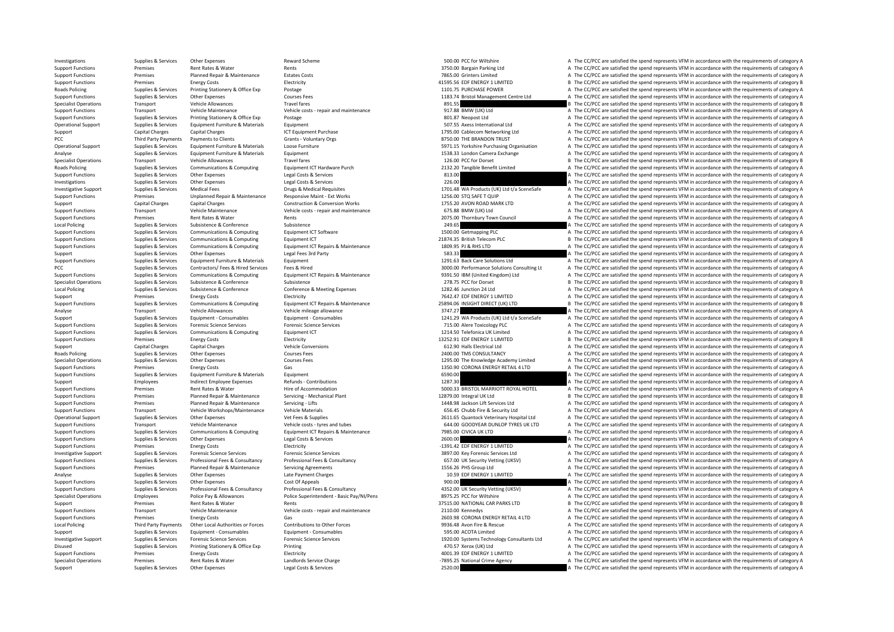| | | | | | | |
|---|---|---|---|---|---|---|
| Investigations | Supplies & Services | Other Expenses | Reward Scheme | 500.00 | PCC for Wiltshire | A The CC/PCC are satisfied the spend represents VFM in accordance with the requirements of category A |
| Support Functions | Premises | Rent Rates & Water | Rents | 3750.00 | Bargain Parking Ltd | A The CC/PCC are satisfied the spend represents VFM in accordance with the requirements of category A |
| Support Functions | Premises | Planned Repair & Maintenance | Estates Costs | 7865.00 | Grinters Limited | A The CC/PCC are satisfied the spend represents VFM in accordance with the requirements of category A |
| Support Functions | Premises | Energy Costs | Electricity | 41595.56 | EDF ENERGY 1 LIMITED | B The CC/PCC are satisfied the spend represents VFM in accordance with the requirements of category B |
| Roads Policing | Supplies & Services | Printing Stationery & Office Exp | Postage | 1101.75 | PURCHASE POWER | A The CC/PCC are satisfied the spend represents VFM in accordance with the requirements of category A |
| Support Functions | Supplies & Services | Other Expenses | Courses Fees | 1183.74 | Bristol Management Centre Ltd | A The CC/PCC are satisfied the spend represents VFM in accordance with the requirements of category A |
| Specialist Operations | Transport | Vehicle Allowances | Travel fares | 891.55 | | B The CC/PCC are satisfied the spend represents VFM in accordance with the requirements of category B |
| Support Functions | Transport | Vehicle Maintenance | Vehicle costs - repair and maintenance | 917.88 | BMW (UK) Ltd | A The CC/PCC are satisfied the spend represents VFM in accordance with the requirements of category A |
| Support Functions | Supplies & Services | Printing Stationery & Office Exp | Postage | 801.87 | Neopost Ltd | A The CC/PCC are satisfied the spend represents VFM in accordance with the requirements of category A |
| Operational Support | Supplies & Services | Equipment Furniture & Materials | Equipment | 507.55 | Axess International Ltd | A The CC/PCC are satisfied the spend represents VFM in accordance with the requirements of category A |
| Support | Capital Charges | Capital Charges | ICT Equipment Purchase | 1795.00 | Cablecom Networking Ltd | A The CC/PCC are satisfied the spend represents VFM in accordance with the requirements of category A |
| PCC | Third Party Payments | Payments to Clients | Grants - Voluntary Orgs | 8750.00 | THE BRANDON TRUST | A The CC/PCC are satisfied the spend represents VFM in accordance with the requirements of category A |
| Operational Support | Supplies & Services | Equipment Furniture & Materials | Loose Furniture | 5971.15 | Yorkshire Purchasing Organisation | A The CC/PCC are satisfied the spend represents VFM in accordance with the requirements of category A |
| Analyse | Supplies & Services | Equipment Furniture & Materials | Equipment | 1538.33 | London Camera Exchange | A The CC/PCC are satisfied the spend represents VFM in accordance with the requirements of category A |
| Specialist Operations | Transport | Vehicle Allowances | Travel fares | 126.00 | PCC for Dorset | B The CC/PCC are satisfied the spend represents VFM in accordance with the requirements of category B |
| Roads Policing | Supplies & Services | Communications & Computing | Equipment ICT Hardware Purch | 2132.20 | Tangible Benefit Limited | A The CC/PCC are satisfied the spend represents VFM in accordance with the requirements of category A |
| Support Functions | Supplies & Services | Other Expenses | Legal Costs & Services | 813.00 | | A The CC/PCC are satisfied the spend represents VFM in accordance with the requirements of category A |
| Investigations | Supplies & Services | Other Expenses | Legal Costs & Services | 226.00 | | A The CC/PCC are satisfied the spend represents VFM in accordance with the requirements of category A |
| Investigative Support | Supplies & Services | Medical Fees | Drugs & Medical Requisites | 1701.48 | WA Products (UK) Ltd t/a SceneSafe | A The CC/PCC are satisfied the spend represents VFM in accordance with the requirements of category A |
| Support Functions | Premises | Unplanned Repair & Maintenance | Responsive Maint - Ext Works | 1256.00 | STQ SAFE T QUIP | A The CC/PCC are satisfied the spend represents VFM in accordance with the requirements of category A |
| Support | Capital Charges | Capital Charges | Construction & Conversion Works | 1755.20 | AVON ROAD MARK LTD | A The CC/PCC are satisfied the spend represents VFM in accordance with the requirements of category A |
| Support Functions | Transport | Vehicle Maintenance | Vehicle costs - repair and maintenance | 675.88 | BMW (UK) Ltd | A The CC/PCC are satisfied the spend represents VFM in accordance with the requirements of category A |
| Support Functions | Premises | Rent Rates & Water | Rents | 2075.00 | Thornbury Town Council | A The CC/PCC are satisfied the spend represents VFM in accordance with the requirements of category A |
| Local Policing | Supplies & Services | Subsistence & Conference | Subsistence | 249.65 | | A The CC/PCC are satisfied the spend represents VFM in accordance with the requirements of category A |
| Support Functions | Supplies & Services | Communications & Computing | Equipment ICT Software | 1500.00 | Getmapping PLC | A The CC/PCC are satisfied the spend represents VFM in accordance with the requirements of category A |
| Support Functions | Supplies & Services | Communications & Computing | Equipment ICT | 21874.35 | British Telecom PLC | B The CC/PCC are satisfied the spend represents VFM in accordance with the requirements of category B |
| Support Functions | Supplies & Services | Communications & Computing | Equipment ICT Repairs & Maintenance | 1809.95 | PJ & RHS LTD | A The CC/PCC are satisfied the spend represents VFM in accordance with the requirements of category A |
| Support | Supplies & Services | Other Expenses | Legal Fees 3rd Party | 583.33 | | A The CC/PCC are satisfied the spend represents VFM in accordance with the requirements of category A |
| Support Functions | Supplies & Services | Equipment Furniture & Materials | Equipment | 1291.63 | Back Care Solutions Ltd | A The CC/PCC are satisfied the spend represents VFM in accordance with the requirements of category A |
| PCC | Supplies & Services | Contractors/ Fees & Hired Services | Fees & Hired | 3000.00 | Performance Solutions Consulting Lt | A The CC/PCC are satisfied the spend represents VFM in accordance with the requirements of category A |
| Support Functions | Supplies & Services | Communications & Computing | Equipment ICT Repairs & Maintenance | 9391.50 | IBM (United Kingdom) Ltd | A The CC/PCC are satisfied the spend represents VFM in accordance with the requirements of category A |
| Specialist Operations | Supplies & Services | Subsistence & Conference | Subsistence | 278.75 | PCC for Dorset | B The CC/PCC are satisfied the spend represents VFM in accordance with the requirements of category B |
| Local Policing | Supplies & Services | Subsistence & Conference | Conference & Meeting Expenses | 1282.46 | Junction 24 Ltd | A The CC/PCC are satisfied the spend represents VFM in accordance with the requirements of category A |
| Support | Premises | Energy Costs | Electricity | 7642.47 | EDF ENERGY 1 LIMITED | A The CC/PCC are satisfied the spend represents VFM in accordance with the requirements of category A |
| Support Functions | Supplies & Services | Communications & Computing | Equipment ICT Repairs & Maintenance | 25894.06 | INSIGHT DIRECT (UK) LTD | B The CC/PCC are satisfied the spend represents VFM in accordance with the requirements of category B |
| Analyse | Transport | Vehicle Allowances | Vehicle mileage allowance | 3747.27 | | A The CC/PCC are satisfied the spend represents VFM in accordance with the requirements of category A |
| Support | Supplies & Services | Equipment - Consumables | Equipment - Consumables | 1241.29 | WA Products (UK) Ltd t/a SceneSafe | A The CC/PCC are satisfied the spend represents VFM in accordance with the requirements of category A |
| Support Functions | Supplies & Services | Forensic Science Services | Forensic Science Services | 715.00 | Alere Toxicology PLC | A The CC/PCC are satisfied the spend represents VFM in accordance with the requirements of category A |
| Support Functions | Supplies & Services | Communications & Computing | Equipment ICT | 1214.50 | Telefonica UK Limited | A The CC/PCC are satisfied the spend represents VFM in accordance with the requirements of category A |
| Support Functions | Premises | Energy Costs | Electricity | 13252.91 | EDF ENERGY 1 LIMITED | B The CC/PCC are satisfied the spend represents VFM in accordance with the requirements of category B |
| Support | Capital Charges | Capital Charges | Vehicle Conversions | 612.90 | Halls Electrical Ltd | A The CC/PCC are satisfied the spend represents VFM in accordance with the requirements of category A |
| Roads Policing | Supplies & Services | Other Expenses | Courses Fees | 2400.00 | TMS CONSULTANCY | A The CC/PCC are satisfied the spend represents VFM in accordance with the requirements of category A |
| Specialist Operations | Supplies & Services | Other Expenses | Courses Fees | 1295.00 | The Knowledge Academy Limited | A The CC/PCC are satisfied the spend represents VFM in accordance with the requirements of category A |
| Support Functions | Premises | Energy Costs | Gas | 1350.90 | CORONA ENERGY RETAIL 4 LTD | A The CC/PCC are satisfied the spend represents VFM in accordance with the requirements of category A |
| Support Functions | Supplies & Services | Equipment Furniture & Materials | Equipment | 6590.00 | | A The CC/PCC are satisfied the spend represents VFM in accordance with the requirements of category A |
| Support | Employees | Indirect Employee Expenses | Refunds - Contributions | 1287.30 | | A The CC/PCC are satisfied the spend represents VFM in accordance with the requirements of category A |
| Support Functions | Premises | Rent Rates & Water | Hire of Accommodation | 5000.33 | BRISTOL MARRIOTT ROYAL HOTEL | A The CC/PCC are satisfied the spend represents VFM in accordance with the requirements of category A |
| Support Functions | Premises | Planned Repair & Maintenance | Servicing - Mechanical Plant | 12879.00 | Integral UK Ltd | B The CC/PCC are satisfied the spend represents VFM in accordance with the requirements of category B |
| Support Functions | Premises | Planned Repair & Maintenance | Servicing - Lifts | 1448.98 | Jackson Lift Services Ltd | A The CC/PCC are satisfied the spend represents VFM in accordance with the requirements of category A |
| Support Functions | Transport | Vehicle Workshops/Maintenance | Vehicle Materials | 656.45 | Chubb Fire & Security Ltd | A The CC/PCC are satisfied the spend represents VFM in accordance with the requirements of category A |
| Operational Support | Supplies & Services | Other Expenses | Vet Fees & Supplies | 2611.65 | Quantock Veterinary Hospital Ltd | A The CC/PCC are satisfied the spend represents VFM in accordance with the requirements of category A |
| Support Functions | Transport | Vehicle Maintenance | Vehicle costs - tyres and tubes | 644.00 | GOODYEAR DUNLOP TYRES UK LTD | A The CC/PCC are satisfied the spend represents VFM in accordance with the requirements of category A |
| Support Functions | Supplies & Services | Communications & Computing | Equipment ICT Repairs & Maintenance | 7985.00 | CIVICA UK LTD | A The CC/PCC are satisfied the spend represents VFM in accordance with the requirements of category A |
| Support Functions | Supplies & Services | Other Expenses | Legal Costs & Services | 2600.00 | | A The CC/PCC are satisfied the spend represents VFM in accordance with the requirements of category A |
| Support Functions | Premises | Energy Costs | Electricity | -1391.42 | EDF ENERGY 1 LIMITED | A The CC/PCC are satisfied the spend represents VFM in accordance with the requirements of category A |
| Investigative Support | Supplies & Services | Forensic Science Services | Forensic Science Services | 3897.00 | Key Forensic Services Ltd | A The CC/PCC are satisfied the spend represents VFM in accordance with the requirements of category A |
| Support Functions | Supplies & Services | Professional Fees & Consultancy | Professional Fees & Consultancy | 657.00 | UK Security Vetting (UKSV) | A The CC/PCC are satisfied the spend represents VFM in accordance with the requirements of category A |
| Support Functions | Premises | Planned Repair & Maintenance | Servicing Agreements | 1556.26 | PHS Group Ltd | A The CC/PCC are satisfied the spend represents VFM in accordance with the requirements of category A |
| Analyse | Supplies & Services | Other Expenses | Late Payment Charges | 10.59 | EDF ENERGY 1 LIMITED | A The CC/PCC are satisfied the spend represents VFM in accordance with the requirements of category A |
| Support Functions | Supplies & Services | Other Expenses | Cost Of Appeals | 900.00 | | A The CC/PCC are satisfied the spend represents VFM in accordance with the requirements of category A |
| Support Functions | Supplies & Services | Professional Fees & Consultancy | Professional Fees & Consultancy | 4352.00 | UK Security Vetting (UKSV) | A The CC/PCC are satisfied the spend represents VFM in accordance with the requirements of category A |
| Specialist Operations | Employees | Police Pay & Allowances | Police Superintendent - Basic Pay/NI/Pens | 8975.25 | PCC for Wiltshire | A The CC/PCC are satisfied the spend represents VFM in accordance with the requirements of category A |
| Support | Premises | Rent Rates & Water | Rents | 37515.00 | NATIONAL CAR PARKS LTD | B The CC/PCC are satisfied the spend represents VFM in accordance with the requirements of category B |
| Support Functions | Transport | Vehicle Maintenance | Vehicle costs - repair and maintenance | 2110.00 | Kennedys | A The CC/PCC are satisfied the spend represents VFM in accordance with the requirements of category A |
| Support Functions | Premises | Energy Costs | Gas | 2603.98 | CORONA ENERGY RETAIL 4 LTD | A The CC/PCC are satisfied the spend represents VFM in accordance with the requirements of category A |
| Local Policing | Third Party Payments | Other Local Authorities or Forces | Contributions to Other Forces | 9936.48 | Avon Fire & Rescue | A The CC/PCC are satisfied the spend represents VFM in accordance with the requirements of category A |
| Support | Supplies & Services | Equipment - Consumables | Equipment - Consumables | 595.00 | ACOTA Limited | A The CC/PCC are satisfied the spend represents VFM in accordance with the requirements of category A |
| Investigative Support | Supplies & Services | Forensic Science Services | Forensic Science Services | 1920.00 | Systems Technology Consultants Ltd | A The CC/PCC are satisfied the spend represents VFM in accordance with the requirements of category A |
| Disused | Supplies & Services | Printing Stationery & Office Exp | Printing | 470.57 | Xerox (UK) Ltd | A The CC/PCC are satisfied the spend represents VFM in accordance with the requirements of category A |
| Support Functions | Premises | Energy Costs | Electricity | 4001.39 | EDF ENERGY 1 LIMITED | A The CC/PCC are satisfied the spend represents VFM in accordance with the requirements of category A |
| Specialist Operations | Premises | Rent Rates & Water | Landlords Service Charge | -7895.25 | National Crime Agency | A The CC/PCC are satisfied the spend represents VFM in accordance with the requirements of category A |
| Support | Supplies & Services | Other Expenses | Legal Costs & Services | 2520.00 | | A The CC/PCC are satisfied the spend represents VFM in accordance with the requirements of category A |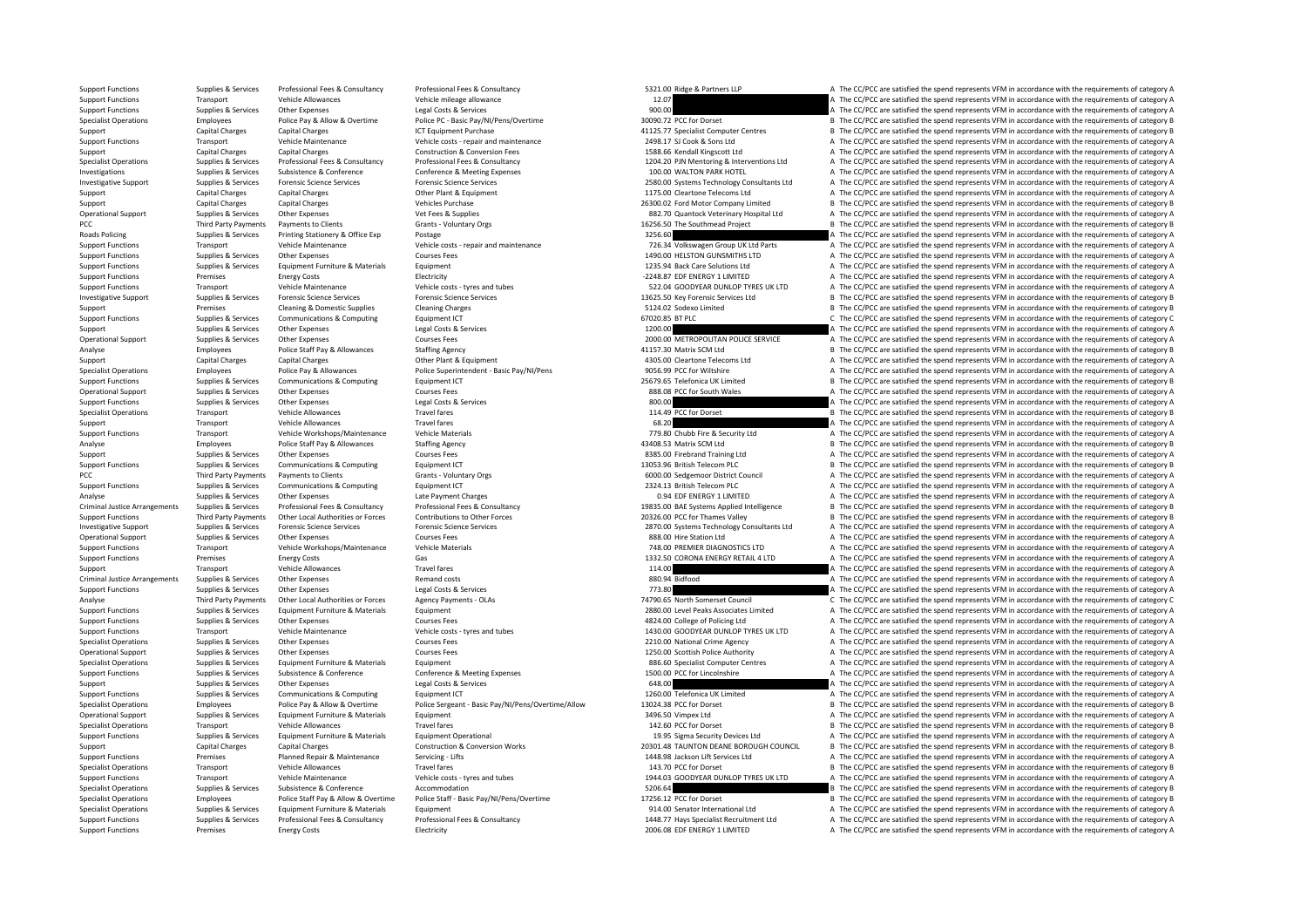| Support Functions | Supplies & Services | Professional Fees & Consultancy | Professional Fees & Consultancy | 5321.00 | Ridge & Partners LLP | A | The CC/PCC are satisfied the spend represents VFM in accordance with the requirements of category A |
|---|---|---|---|---|---|---|---|
| Support Functions | Transport | Vehicle Allowances | Vehicle mileage allowance | 12.07 | | A | The CC/PCC are satisfied the spend represents VFM in accordance with the requirements of category A |
| Support Functions | Supplies & Services | Other Expenses | Legal Costs & Services | 900.00 | | A | The CC/PCC are satisfied the spend represents VFM in accordance with the requirements of category A |
| Specialist Operations | Employees | Police Pay & Allow & Overtime | Police PC - Basic Pay/NI/Pens/Overtime | 30090.72 | PCC for Dorset | B | The CC/PCC are satisfied the spend represents VFM in accordance with the requirements of category B |
| Support | Capital Charges | Capital Charges | ICT Equipment Purchase | 41125.77 | Specialist Computer Centres | B | The CC/PCC are satisfied the spend represents VFM in accordance with the requirements of category B |
| Support Functions | Transport | Vehicle Maintenance | Vehicle costs - repair and maintenance | 2498.17 | SJ Cook & Sons Ltd | A | The CC/PCC are satisfied the spend represents VFM in accordance with the requirements of category A |
| Support | Capital Charges | Capital Charges | Construction & Conversion Fees | 1588.66 | Kendall Kingscott Ltd | A | The CC/PCC are satisfied the spend represents VFM in accordance with the requirements of category A |
| Specialist Operations | Supplies & Services | Professional Fees & Consultancy | Professional Fees & Consultancy | 1204.20 | PJN Mentoring & Interventions Ltd | A | The CC/PCC are satisfied the spend represents VFM in accordance with the requirements of category A |
| Investigations | Supplies & Services | Subsistence & Conference | Conference & Meeting Expenses | 100.00 | WALTON PARK HOTEL | A | The CC/PCC are satisfied the spend represents VFM in accordance with the requirements of category A |
| Investigative Support | Supplies & Services | Forensic Science Services | Forensic Science Services | 2580.00 | Systems Technology Consultants Ltd | A | The CC/PCC are satisfied the spend represents VFM in accordance with the requirements of category A |
| Support | Capital Charges | Capital Charges | Other Plant & Equipment | 1175.00 | Cleartone Telecoms Ltd | A | The CC/PCC are satisfied the spend represents VFM in accordance with the requirements of category A |
| Support | Capital Charges | Capital Charges | Vehicles Purchase | 26300.02 | Ford Motor Company Limited | B | The CC/PCC are satisfied the spend represents VFM in accordance with the requirements of category B |
| Operational Support | Supplies & Services | Other Expenses | Vet Fees & Supplies | 882.70 | Quantock Veterinary Hospital Ltd | A | The CC/PCC are satisfied the spend represents VFM in accordance with the requirements of category A |
| PCC | Third Party Payments | Payments to Clients | Grants - Voluntary Orgs | 16256.50 | The Southmead Project | B | The CC/PCC are satisfied the spend represents VFM in accordance with the requirements of category B |
| Roads Policing | Supplies & Services | Printing Stationery & Office Exp | Postage | 3256.60 | | A | The CC/PCC are satisfied the spend represents VFM in accordance with the requirements of category A |
| Support Functions | Transport | Vehicle Maintenance | Vehicle costs - repair and maintenance | 726.34 | Volkswagen Group UK Ltd Parts | A | The CC/PCC are satisfied the spend represents VFM in accordance with the requirements of category A |
| Support Functions | Supplies & Services | Other Expenses | Courses Fees | 1490.00 | HELSTON GUNSMITHS LTD | A | The CC/PCC are satisfied the spend represents VFM in accordance with the requirements of category A |
| Support Functions | Supplies & Services | Equipment Furniture & Materials | Equipment | 1235.94 | Back Care Solutions Ltd | A | The CC/PCC are satisfied the spend represents VFM in accordance with the requirements of category A |
| Support Functions | Premises | Energy Costs | Electricity | -2248.87 | EDF ENERGY 1 LIMITED | A | The CC/PCC are satisfied the spend represents VFM in accordance with the requirements of category A |
| Support Functions | Transport | Vehicle Maintenance | Vehicle costs - tyres and tubes | 522.04 | GOODYEAR DUNLOP TYRES UK LTD | A | The CC/PCC are satisfied the spend represents VFM in accordance with the requirements of category A |
| Investigative Support | Supplies & Services | Forensic Science Services | Forensic Science Services | 13625.50 | Key Forensic Services Ltd | B | The CC/PCC are satisfied the spend represents VFM in accordance with the requirements of category B |
| Support | Premises | Cleaning & Domestic Supplies | Cleaning Charges | 5124.02 | Sodexo Limited | B | The CC/PCC are satisfied the spend represents VFM in accordance with the requirements of category B |
| Support Functions | Supplies & Services | Communications & Computing | Equipment ICT | 67020.85 | BT PLC | C | The CC/PCC are satisfied the spend represents VFM in accordance with the requirements of category C |
| Support | Supplies & Services | Other Expenses | Legal Costs & Services | 1200.00 | | A | The CC/PCC are satisfied the spend represents VFM in accordance with the requirements of category A |
| Operational Support | Supplies & Services | Other Expenses | Courses Fees | 2000.00 | METROPOLITAN POLICE SERVICE | A | The CC/PCC are satisfied the spend represents VFM in accordance with the requirements of category A |
| Analyse | Employees | Police Staff Pay & Allowances | Staffing Agency | 41157.30 | Matrix SCM Ltd | B | The CC/PCC are satisfied the spend represents VFM in accordance with the requirements of category B |
| Support | Capital Charges | Capital Charges | Other Plant & Equipment | 4305.00 | Cleartone Telecoms Ltd | A | The CC/PCC are satisfied the spend represents VFM in accordance with the requirements of category A |
| Specialist Operations | Employees | Police Pay & Allowances | Police Superintendent - Basic Pay/NI/Pens | 9056.99 | PCC for Wiltshire | A | The CC/PCC are satisfied the spend represents VFM in accordance with the requirements of category A |
| Support Functions | Supplies & Services | Communications & Computing | Equipment ICT | 25679.65 | Telefonica UK Limited | B | The CC/PCC are satisfied the spend represents VFM in accordance with the requirements of category B |
| Operational Support | Supplies & Services | Other Expenses | Courses Fees | 888.08 | PCC for South Wales | A | The CC/PCC are satisfied the spend represents VFM in accordance with the requirements of category A |
| Support Functions | Supplies & Services | Other Expenses | Legal Costs & Services | 800.00 | | A | The CC/PCC are satisfied the spend represents VFM in accordance with the requirements of category A |
| Specialist Operations | Transport | Vehicle Allowances | Travel fares | 114.49 | PCC for Dorset | B | The CC/PCC are satisfied the spend represents VFM in accordance with the requirements of category B |
| Support | Transport | Vehicle Allowances | Travel fares | 68.20 | | A | The CC/PCC are satisfied the spend represents VFM in accordance with the requirements of category A |
| Support Functions | Transport | Vehicle Workshops/Maintenance | Vehicle Materials | 779.80 | Chubb Fire & Security Ltd | A | The CC/PCC are satisfied the spend represents VFM in accordance with the requirements of category A |
| Analyse | Employees | Police Staff Pay & Allowances | Staffing Agency | 43408.53 | Matrix SCM Ltd | B | The CC/PCC are satisfied the spend represents VFM in accordance with the requirements of category B |
| Support | Supplies & Services | Other Expenses | Courses Fees | 8385.00 | Firebrand Training Ltd | A | The CC/PCC are satisfied the spend represents VFM in accordance with the requirements of category A |
| Support Functions | Supplies & Services | Communications & Computing | Equipment ICT | 13053.96 | British Telecom PLC | B | The CC/PCC are satisfied the spend represents VFM in accordance with the requirements of category B |
| PCC | Third Party Payments | Payments to Clients | Grants - Voluntary Orgs | 6000.00 | Sedgemoor District Council | A | The CC/PCC are satisfied the spend represents VFM in accordance with the requirements of category A |
| Support Functions | Supplies & Services | Communications & Computing | Equipment ICT | 2324.13 | British Telecom PLC | A | The CC/PCC are satisfied the spend represents VFM in accordance with the requirements of category A |
| Analyse | Supplies & Services | Other Expenses | Late Payment Charges | 0.94 | EDF ENERGY 1 LIMITED | A | The CC/PCC are satisfied the spend represents VFM in accordance with the requirements of category A |
| Criminal Justice Arrangements | Supplies & Services | Professional Fees & Consultancy | Professional Fees & Consultancy | 19835.00 | BAE Systems Applied Intelligence | B | The CC/PCC are satisfied the spend represents VFM in accordance with the requirements of category B |
| Support Functions | Third Party Payments | Other Local Authorities or Forces | Contributions to Other Forces | 20326.00 | PCC for Thames Valley | B | The CC/PCC are satisfied the spend represents VFM in accordance with the requirements of category B |
| Investigative Support | Supplies & Services | Forensic Science Services | Forensic Science Services | 2870.00 | Systems Technology Consultants Ltd | A | The CC/PCC are satisfied the spend represents VFM in accordance with the requirements of category A |
| Operational Support | Supplies & Services | Other Expenses | Courses Fees | 888.00 | Hire Station Ltd | A | The CC/PCC are satisfied the spend represents VFM in accordance with the requirements of category A |
| Support Functions | Transport | Vehicle Workshops/Maintenance | Vehicle Materials | 748.00 | PREMIER DIAGNOSTICS LTD | A | The CC/PCC are satisfied the spend represents VFM in accordance with the requirements of category A |
| Support Functions | Premises | Energy Costs | Gas | 1332.50 | CORONA ENERGY RETAIL 4 LTD | A | The CC/PCC are satisfied the spend represents VFM in accordance with the requirements of category A |
| Support | Transport | Vehicle Allowances | Travel fares | 114.00 | | A | The CC/PCC are satisfied the spend represents VFM in accordance with the requirements of category A |
| Criminal Justice Arrangements | Supplies & Services | Other Expenses | Remand costs | 880.94 | Bidfood | A | The CC/PCC are satisfied the spend represents VFM in accordance with the requirements of category A |
| Support Functions | Supplies & Services | Other Expenses | Legal Costs & Services | 773.80 | | A | The CC/PCC are satisfied the spend represents VFM in accordance with the requirements of category A |
| Analyse | Third Party Payments | Other Local Authorities or Forces | Agency Payments - OLAs | 74790.65 | North Somerset Council | C | The CC/PCC are satisfied the spend represents VFM in accordance with the requirements of category C |
| Support Functions | Supplies & Services | Equipment Furniture & Materials | Equipment | 2880.00 | Level Peaks Associates Limited | A | The CC/PCC are satisfied the spend represents VFM in accordance with the requirements of category A |
| Support Functions | Supplies & Services | Other Expenses | Courses Fees | 4824.00 | College of Policing Ltd | A | The CC/PCC are satisfied the spend represents VFM in accordance with the requirements of category A |
| Support Functions | Transport | Vehicle Maintenance | Vehicle costs - tyres and tubes | 1430.00 | GOODYEAR DUNLOP TYRES UK LTD | A | The CC/PCC are satisfied the spend represents VFM in accordance with the requirements of category A |
| Specialist Operations | Supplies & Services | Other Expenses | Courses Fees | 2210.00 | National Crime Agency | A | The CC/PCC are satisfied the spend represents VFM in accordance with the requirements of category A |
| Operational Support | Supplies & Services | Other Expenses | Courses Fees | 1250.00 | Scottish Police Authority | A | The CC/PCC are satisfied the spend represents VFM in accordance with the requirements of category A |
| Specialist Operations | Supplies & Services | Equipment Furniture & Materials | Equipment | 886.60 | Specialist Computer Centres | A | The CC/PCC are satisfied the spend represents VFM in accordance with the requirements of category A |
| Support Functions | Supplies & Services | Subsistence & Conference | Conference & Meeting Expenses | 1500.00 | PCC for Lincolnshire | A | The CC/PCC are satisfied the spend represents VFM in accordance with the requirements of category A |
| Support | Supplies & Services | Other Expenses | Legal Costs & Services | 648.00 | | A | The CC/PCC are satisfied the spend represents VFM in accordance with the requirements of category A |
| Support Functions | Supplies & Services | Communications & Computing | Equipment ICT | 1260.00 | Telefonica UK Limited | A | The CC/PCC are satisfied the spend represents VFM in accordance with the requirements of category A |
| Specialist Operations | Employees | Police Pay & Allow & Overtime | Police Sergeant - Basic Pay/NI/Pens/Overtime/Allow | 13024.38 | PCC for Dorset | B | The CC/PCC are satisfied the spend represents VFM in accordance with the requirements of category B |
| Operational Support | Supplies & Services | Equipment Furniture & Materials | Equipment | 3496.50 | Vimpex Ltd | A | The CC/PCC are satisfied the spend represents VFM in accordance with the requirements of category A |
| Specialist Operations | Transport | Vehicle Allowances | Travel fares | 142.60 | PCC for Dorset | B | The CC/PCC are satisfied the spend represents VFM in accordance with the requirements of category B |
| Support Functions | Supplies & Services | Equipment Furniture & Materials | Equipment Operational | 19.95 | Sigma Security Devices Ltd | A | The CC/PCC are satisfied the spend represents VFM in accordance with the requirements of category A |
| Support | Capital Charges | Capital Charges | Construction & Conversion Works | 20301.48 | TAUNTON DEANE BOROUGH COUNCIL | B | The CC/PCC are satisfied the spend represents VFM in accordance with the requirements of category B |
| Support Functions | Premises | Planned Repair & Maintenance | Servicing - Lifts | 1448.98 | Jackson Lift Services Ltd | A | The CC/PCC are satisfied the spend represents VFM in accordance with the requirements of category A |
| Specialist Operations | Transport | Vehicle Allowances | Travel fares | 143.70 | PCC for Dorset | B | The CC/PCC are satisfied the spend represents VFM in accordance with the requirements of category B |
| Support Functions | Transport | Vehicle Maintenance | Vehicle costs - tyres and tubes | 1944.03 | GOODYEAR DUNLOP TYRES UK LTD | A | The CC/PCC are satisfied the spend represents VFM in accordance with the requirements of category A |
| Specialist Operations | Supplies & Services | Subsistence & Conference | Accommodation | 5206.64 | | B | The CC/PCC are satisfied the spend represents VFM in accordance with the requirements of category B |
| Specialist Operations | Employees | Police Staff Pay & Allow & Overtime | Police Staff - Basic Pay/NI/Pens/Overtime | 17256.12 | PCC for Dorset | B | The CC/PCC are satisfied the spend represents VFM in accordance with the requirements of category B |
| Specialist Operations | Supplies & Services | Equipment Furniture & Materials | Equipment | 914.00 | Senator International Ltd | A | The CC/PCC are satisfied the spend represents VFM in accordance with the requirements of category A |
| Support Functions | Supplies & Services | Professional Fees & Consultancy | Professional Fees & Consultancy | 1448.77 | Hays Specialist Recruitment Ltd | A | The CC/PCC are satisfied the spend represents VFM in accordance with the requirements of category A |
| Support Functions | Premises | Energy Costs | Electricity | 2006.08 | EDF ENERGY 1 LIMITED | A | The CC/PCC are satisfied the spend represents VFM in accordance with the requirements of category A |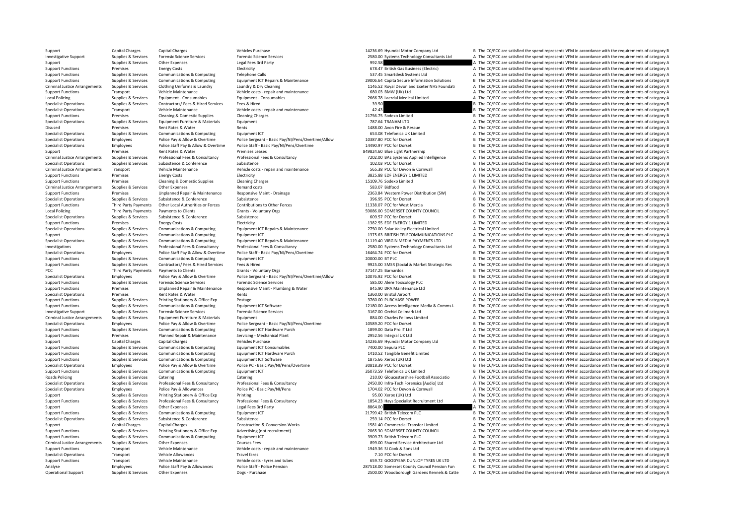| | | | | | | |
|---|---|---|---|---|---|---|
| Support | Capital Charges | Capital Charges | Vehicles Purchase | 14236.69 | Hyundai Motor Company Ltd | B The CC/PCC are satisfied the spend represents VFM in accordance with the requirements of category B |
| Investigative Support | Supplies & Services | Forensic Science Services | Forensic Science Services | 2580.00 | Systems Technology Consultants Ltd | A The CC/PCC are satisfied the spend represents VFM in accordance with the requirements of category A |
| Support | Supplies & Services | Other Expenses | Legal Fees 3rd Party | 992.58 | | A The CC/PCC are satisfied the spend represents VFM in accordance with the requirements of category A |
| Support Functions | Premises | Energy Costs | Electricity | 678.47 | British Gas Business (Electric) | A The CC/PCC are satisfied the spend represents VFM in accordance with the requirements of category A |
| Support Functions | Supplies & Services | Communications & Computing | Telephone Calls | 537.45 | Smartdesk Systems Ltd | A The CC/PCC are satisfied the spend represents VFM in accordance with the requirements of category A |
| Support Functions | Supplies & Services | Communications & Computing | Equipment ICT Repairs & Maintenance | 29006.64 | Capita Secure Information Solutions | B The CC/PCC are satisfied the spend represents VFM in accordance with the requirements of category B |
| Criminal Justice Arrangements | Supplies & Services | Clothing Uniforms & Laundry | Laundry & Dry Cleaning | 1146.52 | Royal Devon and Exeter NHS Foundati | A The CC/PCC are satisfied the spend represents VFM in accordance with the requirements of category A |
| Support Functions | Transport | Vehicle Maintenance | Vehicle costs - repair and maintenance | 680.03 | BMW (UK) Ltd | A The CC/PCC are satisfied the spend represents VFM in accordance with the requirements of category A |
| Local Policing | Supplies & Services | Equipment - Consumables | Equipment - Consumables | 2666.78 | Laerdal Medical Limited | A The CC/PCC are satisfied the spend represents VFM in accordance with the requirements of category A |
| Specialist Operations | Supplies & Services | Contractors/ Fees & Hired Services | Fees & Hired | 39.50 | | B The CC/PCC are satisfied the spend represents VFM in accordance with the requirements of category B |
| Specialist Operations | Transport | Vehicle Maintenance | Vehicle costs - repair and maintenance | 42.43 | | B The CC/PCC are satisfied the spend represents VFM in accordance with the requirements of category B |
| Support Functions | Premises | Cleaning & Domestic Supplies | Cleaning Charges | 21756.75 | Sodexo Limited | B The CC/PCC are satisfied the spend represents VFM in accordance with the requirements of category B |
| Specialist Operations | Supplies & Services | Equipment Furniture & Materials | Equipment | 787.64 | TRANAM LTD | A The CC/PCC are satisfied the spend represents VFM in accordance with the requirements of category A |
| Disused | Premises | Rent Rates & Water | Rents | 1488.00 | Avon Fire & Rescue | A The CC/PCC are satisfied the spend represents VFM in accordance with the requirements of category A |
| Specialist Operations | Supplies & Services | Communications & Computing | Equipment ICT | 653.08 | Telefonica UK Limited | A The CC/PCC are satisfied the spend represents VFM in accordance with the requirements of category A |
| Specialist Operations | Employees | Police Pay & Allow & Overtime | Police Sergeant - Basic Pay/NI/Pens/Overtime/Allow | 10387.80 | PCC for Dorset | B The CC/PCC are satisfied the spend represents VFM in accordance with the requirements of category B |
| Specialist Operations | Employees | Police Staff Pay & Allow & Overtime | Police Staff - Basic Pay/NI/Pens/Overtime | 14490.97 | PCC for Dorset | B The CC/PCC are satisfied the spend represents VFM in accordance with the requirements of category B |
| Support | Premises | Rent Rates & Water | Premises Leases | 849824.60 | Blue Light Partnership | C The CC/PCC are satisfied the spend represents VFM in accordance with the requirements of category C |
| Criminal Justice Arrangements | Supplies & Services | Professional Fees & Consultancy | Professional Fees & Consultancy | 7202.00 | BAE Systems Applied Intelligence | A The CC/PCC are satisfied the spend represents VFM in accordance with the requirements of category A |
| Specialist Operations | Supplies & Services | Subsistence & Conference | Subsistence | 102.03 | PCC for Dorset | B The CC/PCC are satisfied the spend represents VFM in accordance with the requirements of category B |
| Criminal Justice Arrangements | Transport | Vehicle Maintenance | Vehicle costs - repair and maintenance | 565.38 | PCC for Devon & Cornwall | A The CC/PCC are satisfied the spend represents VFM in accordance with the requirements of category A |
| Support Functions | Premises | Energy Costs | Electricity | 3825.88 | EDF ENERGY 1 LIMITED | A The CC/PCC are satisfied the spend represents VFM in accordance with the requirements of category A |
| Support Functions | Premises | Cleaning & Domestic Supplies | Cleaning Charges | 15109.76 | Sodexo Limited | B The CC/PCC are satisfied the spend represents VFM in accordance with the requirements of category B |
| Criminal Justice Arrangements | Supplies & Services | Other Expenses | Remand costs | 583.07 | Bidfood | A The CC/PCC are satisfied the spend represents VFM in accordance with the requirements of category A |
| Support Functions | Premises | Unplanned Repair & Maintenance | Responsive Maint - Drainage | 2363.84 | Western Power Distribution (SW) | A The CC/PCC are satisfied the spend represents VFM in accordance with the requirements of category A |
| Specialist Operations | Supplies & Services | Subsistence & Conference | Subsistence | 396.95 | PCC for Dorset | B The CC/PCC are satisfied the spend represents VFM in accordance with the requirements of category B |
| Support Functions | Third Party Payments | Other Local Authorities or Forces | Contributions to Other Forces | 11338.07 | PCC for West Mercia | B The CC/PCC are satisfied the spend represents VFM in accordance with the requirements of category B |
| Local Policing | Third Party Payments | Payments to Clients | Grants - Voluntary Orgs | 59086.00 | SOMERSET COUNTY COUNCIL | C The CC/PCC are satisfied the spend represents VFM in accordance with the requirements of category C |
| Specialist Operations | Supplies & Services | Subsistence & Conference | Subsistence | 609.57 | PCC for Dorset | B The CC/PCC are satisfied the spend represents VFM in accordance with the requirements of category B |
| Support Functions | Premises | Energy Costs | Electricity | -1382.55 | EDF ENERGY 1 LIMITED | A The CC/PCC are satisfied the spend represents VFM in accordance with the requirements of category A |
| Specialist Operations | Supplies & Services | Communications & Computing | Equipment ICT Repairs & Maintenance | 2750.00 | Solar Valley Electrical Limited | A The CC/PCC are satisfied the spend represents VFM in accordance with the requirements of category A |
| Support | Supplies & Services | Communications & Computing | Equipment ICT | 1375.63 | BRITISH TELECOMMUNICATIONS PLC | A The CC/PCC are satisfied the spend represents VFM in accordance with the requirements of category A |
| Specialist Operations | Supplies & Services | Communications & Computing | Equipment ICT Repairs & Maintenance | 11119.40 | VIRGIN MEDIA PAYMENTS LTD | B The CC/PCC are satisfied the spend represents VFM in accordance with the requirements of category B |
| Investigations | Supplies & Services | Professional Fees & Consultancy | Professional Fees & Consultancy | 2580.00 | Systems Technology Consultants Ltd | A The CC/PCC are satisfied the spend represents VFM in accordance with the requirements of category A |
| Specialist Operations | Employees | Police Staff Pay & Allow & Overtime | Police Staff - Basic Pay/NI/Pens/Overtime | 16464.74 | PCC for Dorset | B The CC/PCC are satisfied the spend represents VFM in accordance with the requirements of category B |
| Support Functions | Supplies & Services | Communications & Computing | Equipment ICT | 20000.00 | BT PLC | B The CC/PCC are satisfied the spend represents VFM in accordance with the requirements of category B |
| Support Functions | Supplies & Services | Contractors/ Fees & Hired Services | Fees & Hired | 9925.00 | SMSR (Social & Market Strategic Res | A The CC/PCC are satisfied the spend represents VFM in accordance with the requirements of category A |
| PCC | Third Party Payments | Payments to Clients | Grants - Voluntary Orgs | 37147.25 | Barnardos | B The CC/PCC are satisfied the spend represents VFM in accordance with the requirements of category B |
| Specialist Operations | Employees | Police Pay & Allow & Overtime | Police Sergeant - Basic Pay/NI/Pens/Overtime/Allow | 10076.92 | PCC for Dorset | B The CC/PCC are satisfied the spend represents VFM in accordance with the requirements of category B |
| Support Functions | Supplies & Services | Forensic Science Services | Forensic Science Services | 585.00 | Alere Toxicology PLC | A The CC/PCC are satisfied the spend represents VFM in accordance with the requirements of category A |
| Support Functions | Premises | Unplanned Repair & Maintenance | Responsive Maint - Plumbing & Water | 845.90 | DRA Maintenance Ltd | A The CC/PCC are satisfied the spend represents VFM in accordance with the requirements of category A |
| Specialist Operations | Premises | Rent Rates & Water | Rents | 1360.00 | Bristol Airport | A The CC/PCC are satisfied the spend represents VFM in accordance with the requirements of category A |
| Support Functions | Supplies & Services | Printing Stationery & Office Exp | Postage | 3760.00 | PURCHASE POWER | A The CC/PCC are satisfied the spend represents VFM in accordance with the requirements of category A |
| Support Functions | Supplies & Services | Communications & Computing | Equipment ICT Software | 12180.00 | Access Intelligence Media & Comms L | B The CC/PCC are satisfied the spend represents VFM in accordance with the requirements of category B |
| Investigative Support | Supplies & Services | Forensic Science Services | Forensic Science Services | 3167.00 | Orchid Cellmark Ltd | A The CC/PCC are satisfied the spend represents VFM in accordance with the requirements of category A |
| Criminal Justice Arrangements | Supplies & Services | Equipment Furniture & Materials | Equipment | 884.00 | Charles Fellows Limited | A The CC/PCC are satisfied the spend represents VFM in accordance with the requirements of category A |
| Specialist Operations | Employees | Police Pay & Allow & Overtime | Police Sergeant - Basic Pay/NI/Pens/Overtime | 10589.20 | PCC for Dorset | B The CC/PCC are satisfied the spend represents VFM in accordance with the requirements of category B |
| Support Functions | Supplies & Services | Communications & Computing | Equipment ICT Hardware Purch | 1899.00 | Data Pro IT Ltd | A The CC/PCC are satisfied the spend represents VFM in accordance with the requirements of category A |
| Support Functions | Premises | Planned Repair & Maintenance | Servicing - Mechanical Plant | 2952.56 | Integral UK Ltd | A The CC/PCC are satisfied the spend represents VFM in accordance with the requirements of category A |
| Support | Capital Charges | Capital Charges | Vehicles Purchase | 14236.69 | Hyundai Motor Company Ltd | B The CC/PCC are satisfied the spend represents VFM in accordance with the requirements of category B |
| Support Functions | Supplies & Services | Communications & Computing | Equipment ICT Consumables | 7400.00 | Sepura PLC | A The CC/PCC are satisfied the spend represents VFM in accordance with the requirements of category A |
| Support Functions | Supplies & Services | Communications & Computing | Equipment ICT Hardware Purch | 1410.52 | Tangible Benefit Limited | A The CC/PCC are satisfied the spend represents VFM in accordance with the requirements of category A |
| Support Functions | Supplies & Services | Communications & Computing | Equipment ICT Software | 1875.66 | Xerox (UK) Ltd | A The CC/PCC are satisfied the spend represents VFM in accordance with the requirements of category A |
| Specialist Operations | Employees | Police Pay & Allow & Overtime | Police PC - Basic Pay/NI/Pens/Overtime | 30818.39 | PCC for Dorset | B The CC/PCC are satisfied the spend represents VFM in accordance with the requirements of category B |
| Support Functions | Supplies & Services | Communications & Computing | Equipment ICT | 26073.59 | Telefonica UK Limited | B The CC/PCC are satisfied the spend represents VFM in accordance with the requirements of category B |
| Roads Policing | Supplies & Services | Catering | Catering | 210.00 | Gloucestershire Football Associatio | A The CC/PCC are satisfied the spend represents VFM in accordance with the requirements of category A |
| Specialist Operations | Supplies & Services | Professional Fees & Consultancy | Professional Fees & Consultancy | 2450.00 | Infra-Tech Forensics [Audio] Ltd | A The CC/PCC are satisfied the spend represents VFM in accordance with the requirements of category A |
| Specialist Operations | Employees | Police Pay & Allowances | Police PC - Basic Pay/NI/Pens | 1704.02 | PCC for Devon & Cornwall | A The CC/PCC are satisfied the spend represents VFM in accordance with the requirements of category A |
| Support | Supplies & Services | Printing Stationery & Office Exp | Printing | 95.00 | Xerox (UK) Ltd | A The CC/PCC are satisfied the spend represents VFM in accordance with the requirements of category A |
| Support Functions | Supplies & Services | Professional Fees & Consultancy | Professional Fees & Consultancy | 1854.23 | Hays Specialist Recruitment Ltd | A The CC/PCC are satisfied the spend represents VFM in accordance with the requirements of category A |
| Support | Supplies & Services | Other Expenses | Legal Fees 3rd Party | 8864.00 | | A The CC/PCC are satisfied the spend represents VFM in accordance with the requirements of category A |
| Support Functions | Supplies & Services | Communications & Computing | Equipment ICT | 21799.42 | British Telecom PLC | B The CC/PCC are satisfied the spend represents VFM in accordance with the requirements of category B |
| Specialist Operations | Supplies & Services | Subsistence & Conference | Subsistence | 259.14 | PCC for Dorset | B The CC/PCC are satisfied the spend represents VFM in accordance with the requirements of category B |
| Support | Capital Charges | Capital Charges | Construction & Conversion Works | 1581.40 | Commercial Transfer Limited | A The CC/PCC are satisfied the spend represents VFM in accordance with the requirements of category A |
| Support Functions | Supplies & Services | Printing Stationery & Office Exp | Advertising (not recruitment) | 2065.30 | SOMERSET COUNTY COUNCIL | A The CC/PCC are satisfied the spend represents VFM in accordance with the requirements of category A |
| Support Functions | Supplies & Services | Communications & Computing | Equipment ICT | 3909.73 | British Telecom PLC | A The CC/PCC are satisfied the spend represents VFM in accordance with the requirements of category A |
| Criminal Justice Arrangements | Supplies & Services | Other Expenses | Courses Fees | 899.00 | Shared Service Architecture Ltd | A The CC/PCC are satisfied the spend represents VFM in accordance with the requirements of category A |
| Support Functions | Transport | Vehicle Maintenance | Vehicle costs - repair and maintenance | 1949.36 | SJ Cook & Sons Ltd | A The CC/PCC are satisfied the spend represents VFM in accordance with the requirements of category A |
| Specialist Operations | Transport | Vehicle Allowances | Travel fares | 7.10 | PCC for Dorset | B The CC/PCC are satisfied the spend represents VFM in accordance with the requirements of category B |
| Support Functions | Transport | Vehicle Maintenance | Vehicle costs - tyres and tubes | 659.72 | GOODYEAR DUNLOP TYRES UK LTD | A The CC/PCC are satisfied the spend represents VFM in accordance with the requirements of category A |
| Analyse | Employees | Police Staff Pay & Allowances | Police Staff - Police Pension | 287518.00 | Somerset County Council Pension Fun | C The CC/PCC are satisfied the spend represents VFM in accordance with the requirements of category C |
| Operational Support | Supplies & Services | Other Expenses | Dogs - Purchase | 2500.00 | Woodborough Gardens Kennels & Catte | A The CC/PCC are satisfied the spend represents VFM in accordance with the requirements of category A |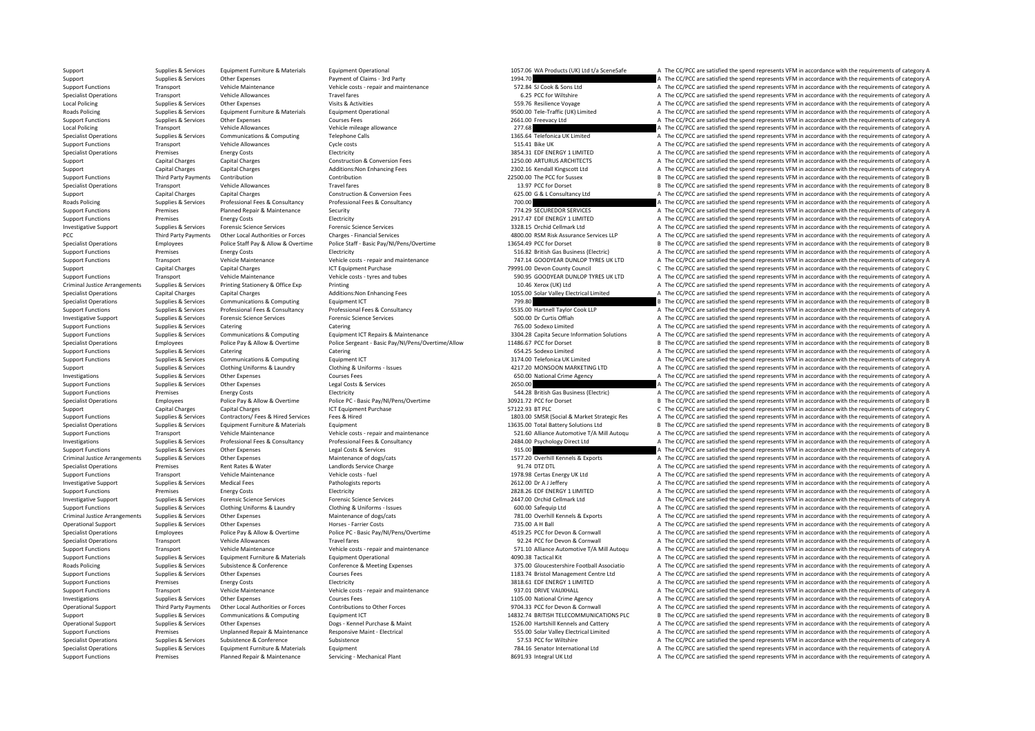| | | | | | | | |
|---|---|---|---|---|---|---|---|
| Support | Supplies & Services | Equipment Furniture & Materials | Equipment Operational | 1057.06 | WA Products (UK) Ltd t/a SceneSafe | A | The CC/PCC are satisfied the spend represents VFM in accordance with the requirements of category A |
| Support | Supplies & Services | Other Expenses | Payment of Claims - 3rd Party | 1994.70 | | A | The CC/PCC are satisfied the spend represents VFM in accordance with the requirements of category A |
| Support Functions | Transport | Vehicle Maintenance | Vehicle costs - repair and maintenance | 572.84 | SJ Cook & Sons Ltd | A | The CC/PCC are satisfied the spend represents VFM in accordance with the requirements of category A |
| Specialist Operations | Transport | Vehicle Allowances | Travel fares | 6.25 | PCC for Wiltshire | A | The CC/PCC are satisfied the spend represents VFM in accordance with the requirements of category A |
| Local Policing | Supplies & Services | Other Expenses | Visits & Activities | 559.76 | Resilience Voyage | A | The CC/PCC are satisfied the spend represents VFM in accordance with the requirements of category A |
| Roads Policing | Supplies & Services | Equipment Furniture & Materials | Equipment Operational | 9500.00 | Tele-Traffic (UK) Limited | A | The CC/PCC are satisfied the spend represents VFM in accordance with the requirements of category A |
| Support Functions | Supplies & Services | Other Expenses | Courses Fees | 2661.00 | Freevacy Ltd | A | The CC/PCC are satisfied the spend represents VFM in accordance with the requirements of category A |
| Local Policing | Transport | Vehicle Allowances | Vehicle mileage allowance | 277.68 | | A | The CC/PCC are satisfied the spend represents VFM in accordance with the requirements of category A |
| Specialist Operations | Supplies & Services | Communications & Computing | Telephone Calls | 1365.64 | Telefonica UK Limited | A | The CC/PCC are satisfied the spend represents VFM in accordance with the requirements of category A |
| Support Functions | Transport | Vehicle Allowances | Cycle costs | 515.41 | Bike UK | A | The CC/PCC are satisfied the spend represents VFM in accordance with the requirements of category A |
| Specialist Operations | Premises | Energy Costs | Electricity | 3854.31 | EDF ENERGY 1 LIMITED | A | The CC/PCC are satisfied the spend represents VFM in accordance with the requirements of category A |
| Support | Capital Charges | Capital Charges | Construction & Conversion Fees | 1250.00 | ARTURUS ARCHITECTS | A | The CC/PCC are satisfied the spend represents VFM in accordance with the requirements of category A |
| Support | Capital Charges | Capital Charges | Additions:Non Enhancing Fees | 2302.16 | Kendall Kingscott Ltd | A | The CC/PCC are satisfied the spend represents VFM in accordance with the requirements of category A |
| Support Functions | Third Party Payments | Contribution | Contribution | 22500.00 | The PCC for Sussex | B | The CC/PCC are satisfied the spend represents VFM in accordance with the requirements of category B |
| Specialist Operations | Transport | Vehicle Allowances | Travel fares | 13.97 | PCC for Dorset | B | The CC/PCC are satisfied the spend represents VFM in accordance with the requirements of category B |
| Support | Capital Charges | Capital Charges | Construction & Conversion Fees | 625.00 | G & L Consultancy Ltd | A | The CC/PCC are satisfied the spend represents VFM in accordance with the requirements of category A |
| Roads Policing | Supplies & Services | Professional Fees & Consultancy | Professional Fees & Consultancy | 700.00 | | A | The CC/PCC are satisfied the spend represents VFM in accordance with the requirements of category A |
| Support Functions | Premises | Planned Repair & Maintenance | Security | 774.29 | SECUREDOR SERVICES | A | The CC/PCC are satisfied the spend represents VFM in accordance with the requirements of category A |
| Support Functions | Premises | Energy Costs | Electricity | 2917.47 | EDF ENERGY 1 LIMITED | A | The CC/PCC are satisfied the spend represents VFM in accordance with the requirements of category A |
| Investigative Support | Supplies & Services | Forensic Science Services | Forensic Science Services | 3328.15 | Orchid Cellmark Ltd | A | The CC/PCC are satisfied the spend represents VFM in accordance with the requirements of category A |
| PCC | Third Party Payments | Other Local Authorities or Forces | Charges - Financial Services | 4800.00 | RSM Risk Assurance Services LLP | A | The CC/PCC are satisfied the spend represents VFM in accordance with the requirements of category A |
| Specialist Operations | Employees | Police Staff Pay & Allow & Overtime | Police Staff - Basic Pay/NI/Pens/Overtime | 13654.49 | PCC for Dorset | B | The CC/PCC are satisfied the spend represents VFM in accordance with the requirements of category B |
| Support Functions | Premises | Energy Costs | Electricity | 516.82 | British Gas Business (Electric) | A | The CC/PCC are satisfied the spend represents VFM in accordance with the requirements of category A |
| Support Functions | Transport | Vehicle Maintenance | Vehicle costs - repair and maintenance | 747.14 | GOODYEAR DUNLOP TYRES UK LTD | A | The CC/PCC are satisfied the spend represents VFM in accordance with the requirements of category A |
| Support | Capital Charges | Capital Charges | ICT Equipment Purchase | 79991.00 | Devon County Council | C | The CC/PCC are satisfied the spend represents VFM in accordance with the requirements of category C |
| Support Functions | Transport | Vehicle Maintenance | Vehicle costs - tyres and tubes | 590.95 | GOODYEAR DUNLOP TYRES UK LTD | A | The CC/PCC are satisfied the spend represents VFM in accordance with the requirements of category A |
| Criminal Justice Arrangements | Supplies & Services | Printing Stationery & Office Exp | Printing | 10.46 | Xerox (UK) Ltd | A | The CC/PCC are satisfied the spend represents VFM in accordance with the requirements of category A |
| Specialist Operations | Capital Charges | Capital Charges | Additions:Non Enhancing Fees | 1055.00 | Solar Valley Electrical Limited | A | The CC/PCC are satisfied the spend represents VFM in accordance with the requirements of category A |
| Specialist Operations | Supplies & Services | Communications & Computing | Equipment ICT | 799.80 | | B | The CC/PCC are satisfied the spend represents VFM in accordance with the requirements of category B |
| Support Functions | Supplies & Services | Professional Fees & Consultancy | Professional Fees & Consultancy | 5535.00 | Hartnell Taylor Cook LLP | A | The CC/PCC are satisfied the spend represents VFM in accordance with the requirements of category A |
| Investigative Support | Supplies & Services | Forensic Science Services | Forensic Science Services | 500.00 | Dr Curtis Offiah | A | The CC/PCC are satisfied the spend represents VFM in accordance with the requirements of category A |
| Support Functions | Supplies & Services | Catering | Catering | 765.00 | Sodexo Limited | A | The CC/PCC are satisfied the spend represents VFM in accordance with the requirements of category A |
| Support Functions | Supplies & Services | Communications & Computing | Equipment ICT Repairs & Maintenance | 3304.28 | Capita Secure Information Solutions | A | The CC/PCC are satisfied the spend represents VFM in accordance with the requirements of category A |
| Specialist Operations | Employees | Police Pay & Allow & Overtime | Police Sergeant - Basic Pay/NI/Pens/Overtime/Allow | 11486.67 | PCC for Dorset | B | The CC/PCC are satisfied the spend represents VFM in accordance with the requirements of category B |
| Support Functions | Supplies & Services | Catering | Catering | 654.25 | Sodexo Limited | A | The CC/PCC are satisfied the spend represents VFM in accordance with the requirements of category A |
| Support Functions | Supplies & Services | Communications & Computing | Equipment ICT | 3174.00 | Telefonica UK Limited | A | The CC/PCC are satisfied the spend represents VFM in accordance with the requirements of category A |
| Support | Supplies & Services | Clothing Uniforms & Laundry | Clothing & Uniforms - Issues | 4217.20 | MONSOON MARKETING LTD | A | The CC/PCC are satisfied the spend represents VFM in accordance with the requirements of category A |
| Investigations | Supplies & Services | Other Expenses | Courses Fees | 650.00 | National Crime Agency | A | The CC/PCC are satisfied the spend represents VFM in accordance with the requirements of category A |
| Support Functions | Supplies & Services | Other Expenses | Legal Costs & Services | 2650.00 | | A | The CC/PCC are satisfied the spend represents VFM in accordance with the requirements of category A |
| Support Functions | Premises | Energy Costs | Electricity | 544.28 | British Gas Business (Electric) | A | The CC/PCC are satisfied the spend represents VFM in accordance with the requirements of category A |
| Specialist Operations | Employees | Police Pay & Allow & Overtime | Police PC - Basic Pay/NI/Pens/Overtime | 30921.72 | PCC for Dorset | B | The CC/PCC are satisfied the spend represents VFM in accordance with the requirements of category B |
| Support | Capital Charges | Capital Charges | ICT Equipment Purchase | 57122.93 | BT PLC | C | The CC/PCC are satisfied the spend represents VFM in accordance with the requirements of category C |
| Support Functions | Supplies & Services | Contractors/ Fees & Hired Services | Fees & Hired | 1803.00 | SMSR (Social & Market Strategic Res | A | The CC/PCC are satisfied the spend represents VFM in accordance with the requirements of category A |
| Specialist Operations | Supplies & Services | Equipment Furniture & Materials | Equipment | 13635.00 | Total Battery Solutions Ltd | B | The CC/PCC are satisfied the spend represents VFM in accordance with the requirements of category B |
| Support Functions | Transport | Vehicle Maintenance | Vehicle costs - repair and maintenance | 521.60 | Alliance Automotive T/A Mill Autoqu | A | The CC/PCC are satisfied the spend represents VFM in accordance with the requirements of category A |
| Investigations | Supplies & Services | Professional Fees & Consultancy | Professional Fees & Consultancy | 2484.00 | Psychology Direct Ltd | A | The CC/PCC are satisfied the spend represents VFM in accordance with the requirements of category A |
| Support Functions | Supplies & Services | Other Expenses | Legal Costs & Services | 915.00 | | A | The CC/PCC are satisfied the spend represents VFM in accordance with the requirements of category A |
| Criminal Justice Arrangements | Supplies & Services | Other Expenses | Maintenance of dogs/cats | 1577.20 | Overhill Kennels & Exports | A | The CC/PCC are satisfied the spend represents VFM in accordance with the requirements of category A |
| Specialist Operations | Premises | Rent Rates & Water | Landlords Service Charge | 91.74 | DTZ DTL | A | The CC/PCC are satisfied the spend represents VFM in accordance with the requirements of category A |
| Support Functions | Transport | Vehicle Maintenance | Vehicle costs - fuel | 1978.98 | Certas Energy UK Ltd | A | The CC/PCC are satisfied the spend represents VFM in accordance with the requirements of category A |
| Investigative Support | Supplies & Services | Medical Fees | Pathologists reports | 2612.00 | Dr A J Jeffery | A | The CC/PCC are satisfied the spend represents VFM in accordance with the requirements of category A |
| Support Functions | Premises | Energy Costs | Electricity | 2828.26 | EDF ENERGY 1 LIMITED | A | The CC/PCC are satisfied the spend represents VFM in accordance with the requirements of category A |
| Investigative Support | Supplies & Services | Forensic Science Services | Forensic Science Services | 2447.00 | Orchid Cellmark Ltd | A | The CC/PCC are satisfied the spend represents VFM in accordance with the requirements of category A |
| Support Functions | Supplies & Services | Clothing Uniforms & Laundry | Clothing & Uniforms - Issues | 600.00 | Safequip Ltd | A | The CC/PCC are satisfied the spend represents VFM in accordance with the requirements of category A |
| Criminal Justice Arrangements | Supplies & Services | Other Expenses | Maintenance of dogs/cats | 781.00 | Overhill Kennels & Exports | A | The CC/PCC are satisfied the spend represents VFM in accordance with the requirements of category A |
| Operational Support | Supplies & Services | Other Expenses | Horses - Farrier Costs | 735.00 | A H Ball | A | The CC/PCC are satisfied the spend represents VFM in accordance with the requirements of category A |
| Specialist Operations | Employees | Police Pay & Allow & Overtime | Police PC - Basic Pay/NI/Pens/Overtime | 4519.25 | PCC for Devon & Cornwall | A | The CC/PCC are satisfied the spend represents VFM in accordance with the requirements of category A |
| Specialist Operations | Transport | Vehicle Allowances | Travel fares | 92.24 | PCC for Devon & Cornwall | A | The CC/PCC are satisfied the spend represents VFM in accordance with the requirements of category A |
| Support Functions | Transport | Vehicle Maintenance | Vehicle costs - repair and maintenance | 571.10 | Alliance Automotive T/A Mill Autoqu | A | The CC/PCC are satisfied the spend represents VFM in accordance with the requirements of category A |
| Support Functions | Supplies & Services | Equipment Furniture & Materials | Equipment Operational | 4090.38 | Tactical Kit | A | The CC/PCC are satisfied the spend represents VFM in accordance with the requirements of category A |
| Roads Policing | Supplies & Services | Subsistence & Conference | Conference & Meeting Expenses | 375.00 | Gloucestershire Football Associatio | A | The CC/PCC are satisfied the spend represents VFM in accordance with the requirements of category A |
| Support Functions | Supplies & Services | Other Expenses | Courses Fees | 1183.74 | Bristol Management Centre Ltd | A | The CC/PCC are satisfied the spend represents VFM in accordance with the requirements of category A |
| Support Functions | Premises | Energy Costs | Electricity | 3818.61 | EDF ENERGY 1 LIMITED | A | The CC/PCC are satisfied the spend represents VFM in accordance with the requirements of category A |
| Support Functions | Transport | Vehicle Maintenance | Vehicle costs - repair and maintenance | 937.01 | DRIVE VAUXHALL | A | The CC/PCC are satisfied the spend represents VFM in accordance with the requirements of category A |
| Investigations | Supplies & Services | Other Expenses | Courses Fees | 1105.00 | National Crime Agency | A | The CC/PCC are satisfied the spend represents VFM in accordance with the requirements of category A |
| Operational Support | Third Party Payments | Other Local Authorities or Forces | Contributions to Other Forces | 9704.33 | PCC for Devon & Cornwall | A | The CC/PCC are satisfied the spend represents VFM in accordance with the requirements of category A |
| Support | Supplies & Services | Communications & Computing | Equipment ICT | 14832.74 | BRITISH TELECOMMUNICATIONS PLC | B | The CC/PCC are satisfied the spend represents VFM in accordance with the requirements of category B |
| Operational Support | Supplies & Services | Other Expenses | Dogs - Kennel Purchase & Maint | 1526.00 | Hartshill Kennels and Cattery | A | The CC/PCC are satisfied the spend represents VFM in accordance with the requirements of category A |
| Support Functions | Premises | Unplanned Repair & Maintenance | Responsive Maint - Electrical | 555.00 | Solar Valley Electrical Limited | A | The CC/PCC are satisfied the spend represents VFM in accordance with the requirements of category A |
| Specialist Operations | Supplies & Services | Subsistence & Conference | Subsistence | 57.53 | PCC for Wiltshire | A | The CC/PCC are satisfied the spend represents VFM in accordance with the requirements of category A |
| Specialist Operations | Supplies & Services | Equipment Furniture & Materials | Equipment | 784.16 | Senator International Ltd | A | The CC/PCC are satisfied the spend represents VFM in accordance with the requirements of category A |
| Support Functions | Premises | Planned Repair & Maintenance | Servicing - Mechanical Plant | 8691.93 | Integral UK Ltd | A | The CC/PCC are satisfied the spend represents VFM in accordance with the requirements of category A |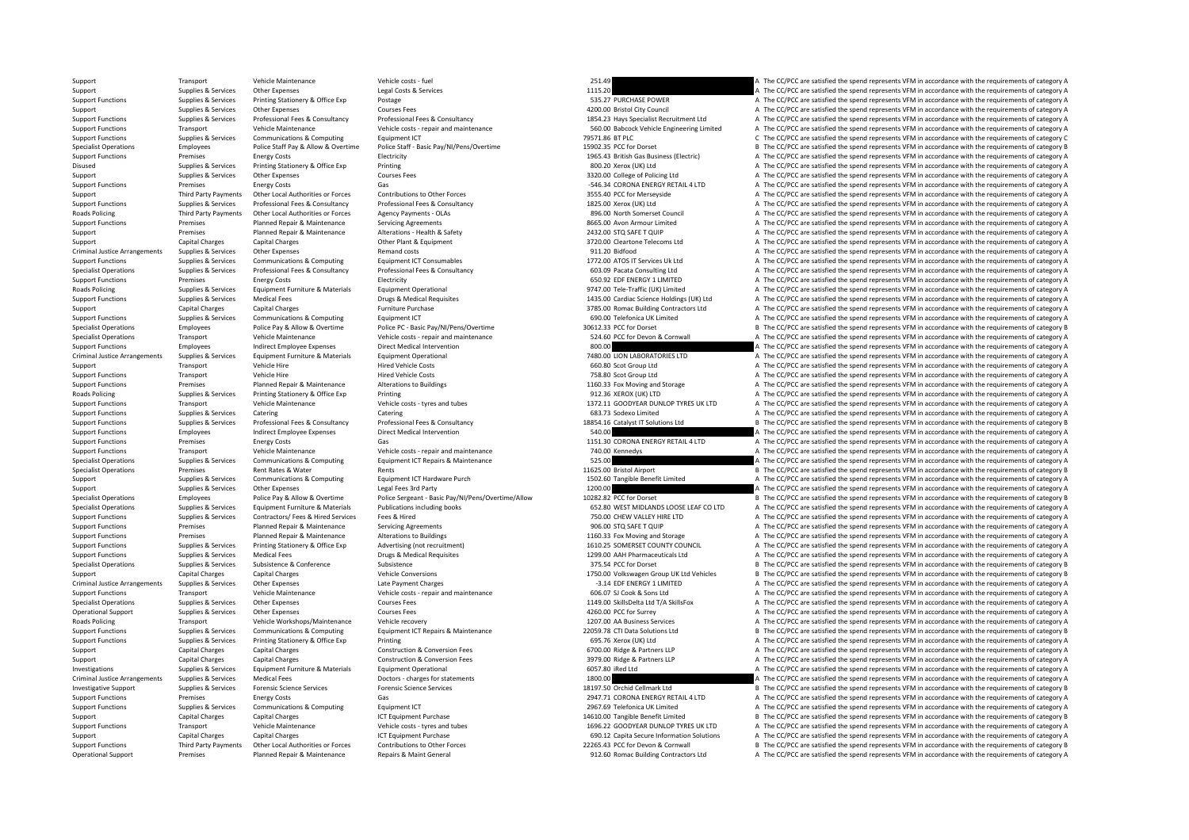| | | | | | |
|---|---|---|---|---|---|
| Support | Transport | Vehicle Maintenance | Vehicle costs - fuel | 251.49 | A The CC/PCC are satisfied the spend represents VFM in accordance with the requirements of category A |
| Support | Supplies & Services | Other Expenses | Legal Costs & Services | 1115.20 | A The CC/PCC are satisfied the spend represents VFM in accordance with the requirements of category A |
| Support Functions | Supplies & Services | Printing Stationery & Office Exp | Postage | 535.27 PURCHASE POWER | A The CC/PCC are satisfied the spend represents VFM in accordance with the requirements of category A |
| Support | Supplies & Services | Other Expenses | Courses Fees | 4200.00 Bristol City Council | A The CC/PCC are satisfied the spend represents VFM in accordance with the requirements of category A |
| Support Functions | Supplies & Services | Professional Fees & Consultancy | Professional Fees & Consultancy | 1854.23 Hays Specialist Recruitment Ltd | A The CC/PCC are satisfied the spend represents VFM in accordance with the requirements of category A |
| Support Functions | Transport | Vehicle Maintenance | Vehicle costs - repair and maintenance | 560.00 Babcock Vehicle Engineering Limited | A The CC/PCC are satisfied the spend represents VFM in accordance with the requirements of category A |
| Support Functions | Supplies & Services | Communications & Computing | Equipment ICT | 79571.86 BT PLC | C The CC/PCC are satisfied the spend represents VFM in accordance with the requirements of category C |
| Specialist Operations | Employees | Police Staff Pay & Allow & Overtime | Police Staff - Basic Pay/NI/Pens/Overtime | 15902.35 PCC for Dorset | B The CC/PCC are satisfied the spend represents VFM in accordance with the requirements of category B |
| Support Functions | Premises | Energy Costs | Electricity | 1965.43 British Gas Business (Electric) | A The CC/PCC are satisfied the spend represents VFM in accordance with the requirements of category A |
| Disused | Supplies & Services | Printing Stationery & Office Exp | Printing | 800.20 Xerox (UK) Ltd | A The CC/PCC are satisfied the spend represents VFM in accordance with the requirements of category A |
| Support | Supplies & Services | Other Expenses | Courses Fees | 3320.00 College of Policing Ltd | A The CC/PCC are satisfied the spend represents VFM in accordance with the requirements of category A |
| Support Functions | Premises | Energy Costs | Gas | -546.34 CORONA ENERGY RETAIL 4 LTD | A The CC/PCC are satisfied the spend represents VFM in accordance with the requirements of category A |
| Support | Third Party Payments | Other Local Authorities or Forces | Contributions to Other Forces | 3555.40 PCC for Merseyside | A The CC/PCC are satisfied the spend represents VFM in accordance with the requirements of category A |
| Support Functions | Supplies & Services | Professional Fees & Consultancy | Professional Fees & Consultancy | 1825.00 Xerox (UK) Ltd | A The CC/PCC are satisfied the spend represents VFM in accordance with the requirements of category A |
| Roads Policing | Third Party Payments | Other Local Authorities or Forces | Agency Payments - OLAs | 896.00 North Somerset Council | A The CC/PCC are satisfied the spend represents VFM in accordance with the requirements of category A |
| Support Functions | Premises | Planned Repair & Maintenance | Servicing Agreements | 8665.00 Avon Armour Limited | A The CC/PCC are satisfied the spend represents VFM in accordance with the requirements of category A |
| Support | Premises | Planned Repair & Maintenance | Alterations - Health & Safety | 2432.00 STQ SAFE T QUIP | A The CC/PCC are satisfied the spend represents VFM in accordance with the requirements of category A |
| Support | Capital Charges | Capital Charges | Other Plant & Equipment | 3720.00 Cleartone Telecoms Ltd | A The CC/PCC are satisfied the spend represents VFM in accordance with the requirements of category A |
| Criminal Justice Arrangements | Supplies & Services | Other Expenses | Remand costs | 911.20 Bidfood | A The CC/PCC are satisfied the spend represents VFM in accordance with the requirements of category A |
| Support Functions | Supplies & Services | Communications & Computing | Equipment ICT Consumables | 1772.00 ATOS IT Services Uk Ltd | A The CC/PCC are satisfied the spend represents VFM in accordance with the requirements of category A |
| Specialist Operations | Supplies & Services | Professional Fees & Consultancy | Professional Fees & Consultancy | 603.09 Pacata Consulting Ltd | A The CC/PCC are satisfied the spend represents VFM in accordance with the requirements of category A |
| Support Functions | Premises | Energy Costs | Electricity | 650.92 EDF ENERGY 1 LIMITED | A The CC/PCC are satisfied the spend represents VFM in accordance with the requirements of category A |
| Roads Policing | Supplies & Services | Equipment Furniture & Materials | Equipment Operational | 9747.00 Tele-Traffic (UK) Limited | A The CC/PCC are satisfied the spend represents VFM in accordance with the requirements of category A |
| Support Functions | Supplies & Services | Medical Fees | Drugs & Medical Requisites | 1435.00 Cardiac Science Holdings (UK) Ltd | A The CC/PCC are satisfied the spend represents VFM in accordance with the requirements of category A |
| Support | Capital Charges | Capital Charges | Furniture Purchase | 3785.00 Romac Building Contractors Ltd | A The CC/PCC are satisfied the spend represents VFM in accordance with the requirements of category A |
| Support Functions | Supplies & Services | Communications & Computing | Equipment ICT | 690.00 Telefonica UK Limited | A The CC/PCC are satisfied the spend represents VFM in accordance with the requirements of category A |
| Specialist Operations | Employees | Police Pay & Allow & Overtime | Police PC - Basic Pay/NI/Pens/Overtime | 30612.33 PCC for Dorset | B The CC/PCC are satisfied the spend represents VFM in accordance with the requirements of category B |
| Specialist Operations | Transport | Vehicle Maintenance | Vehicle costs - repair and maintenance | 524.60 PCC for Devon & Cornwall | A The CC/PCC are satisfied the spend represents VFM in accordance with the requirements of category A |
| Support Functions | Employees | Indirect Employee Expenses | Direct Medical Intervention | 800.00 | A The CC/PCC are satisfied the spend represents VFM in accordance with the requirements of category A |
| Criminal Justice Arrangements | Supplies & Services | Equipment Furniture & Materials | Equipment Operational | 7480.00 LION LABORATORIES LTD | A The CC/PCC are satisfied the spend represents VFM in accordance with the requirements of category A |
| Support | Transport | Vehicle Hire | Hired Vehicle Costs | 660.80 Scot Group Ltd | A The CC/PCC are satisfied the spend represents VFM in accordance with the requirements of category A |
| Support Functions | Transport | Vehicle Hire | Hired Vehicle Costs | 758.80 Scot Group Ltd | A The CC/PCC are satisfied the spend represents VFM in accordance with the requirements of category A |
| Support Functions | Premises | Planned Repair & Maintenance | Alterations to Buildings | 1160.33 Fox Moving and Storage | A The CC/PCC are satisfied the spend represents VFM in accordance with the requirements of category A |
| Roads Policing | Supplies & Services | Printing Stationery & Office Exp | Printing | 912.36 XEROX (UK) LTD | A The CC/PCC are satisfied the spend represents VFM in accordance with the requirements of category A |
| Support Functions | Transport | Vehicle Maintenance | Vehicle costs - tyres and tubes | 1372.11 GOODYEAR DUNLOP TYRES UK LTD | A The CC/PCC are satisfied the spend represents VFM in accordance with the requirements of category A |
| Support Functions | Supplies & Services | Catering | Catering | 683.73 Sodexo Limited | A The CC/PCC are satisfied the spend represents VFM in accordance with the requirements of category A |
| Support Functions | Supplies & Services | Professional Fees & Consultancy | Professional Fees & Consultancy | 18854.16 Catalyst IT Solutions Ltd | B The CC/PCC are satisfied the spend represents VFM in accordance with the requirements of category B |
| Support Functions | Employees | Indirect Employee Expenses | Direct Medical Intervention | 540.00 | A The CC/PCC are satisfied the spend represents VFM in accordance with the requirements of category A |
| Support Functions | Premises | Energy Costs | Gas | 1151.30 CORONA ENERGY RETAIL 4 LTD | A The CC/PCC are satisfied the spend represents VFM in accordance with the requirements of category A |
| Support Functions | Transport | Vehicle Maintenance | Vehicle costs - repair and maintenance | 740.00 Kennedys | A The CC/PCC are satisfied the spend represents VFM in accordance with the requirements of category A |
| Specialist Operations | Supplies & Services | Communications & Computing | Equipment ICT Repairs & Maintenance | 525.00 | A The CC/PCC are satisfied the spend represents VFM in accordance with the requirements of category A |
| Specialist Operations | Premises | Rent Rates & Water | Rents | 11625.00 Bristol Airport | B The CC/PCC are satisfied the spend represents VFM in accordance with the requirements of category B |
| Support | Supplies & Services | Communications & Computing | Equipment ICT Hardware Purch | 1502.60 Tangible Benefit Limited | A The CC/PCC are satisfied the spend represents VFM in accordance with the requirements of category A |
| Support | Supplies & Services | Other Expenses | Legal Fees 3rd Party | 1200.00 | A The CC/PCC are satisfied the spend represents VFM in accordance with the requirements of category A |
| Specialist Operations | Employees | Police Pay & Allow & Overtime | Police Sergeant - Basic Pay/NI/Pens/Overtime/Allow | 10282.82 PCC for Dorset | B The CC/PCC are satisfied the spend represents VFM in accordance with the requirements of category B |
| Specialist Operations | Supplies & Services | Equipment Furniture & Materials | Publications including books | 652.80 WEST MIDLANDS LOOSE LEAF CO LTD | A The CC/PCC are satisfied the spend represents VFM in accordance with the requirements of category A |
| Support Functions | Supplies & Services | Contractors/ Fees & Hired Services | Fees & Hired | 750.00 CHEW VALLEY HIRE LTD | A The CC/PCC are satisfied the spend represents VFM in accordance with the requirements of category A |
| Support Functions | Premises | Planned Repair & Maintenance | Servicing Agreements | 906.00 STQ SAFE T QUIP | A The CC/PCC are satisfied the spend represents VFM in accordance with the requirements of category A |
| Support Functions | Premises | Planned Repair & Maintenance | Alterations to Buildings | 1160.33 Fox Moving and Storage | A The CC/PCC are satisfied the spend represents VFM in accordance with the requirements of category A |
| Support Functions | Supplies & Services | Printing Stationery & Office Exp | Advertising (not recruitment) | 1610.25 SOMERSET COUNTY COUNCIL | A The CC/PCC are satisfied the spend represents VFM in accordance with the requirements of category A |
| Support Functions | Supplies & Services | Medical Fees | Drugs & Medical Requisites | 1299.00 AAH Pharmaceuticals Ltd | A The CC/PCC are satisfied the spend represents VFM in accordance with the requirements of category A |
| Specialist Operations | Supplies & Services | Subsistence & Conference | Subsistence | 375.54 PCC for Dorset | B The CC/PCC are satisfied the spend represents VFM in accordance with the requirements of category B |
| Support | Capital Charges | Capital Charges | Vehicle Conversions | 1750.00 Volkswagen Group UK Ltd Vehicles | B The CC/PCC are satisfied the spend represents VFM in accordance with the requirements of category B |
| Criminal Justice Arrangements | Supplies & Services | Other Expenses | Late Payment Charges | -3.14 EDF ENERGY 1 LIMITED | A The CC/PCC are satisfied the spend represents VFM in accordance with the requirements of category A |
| Support Functions | Transport | Vehicle Maintenance | Vehicle costs - repair and maintenance | 606.07 SJ Cook & Sons Ltd | A The CC/PCC are satisfied the spend represents VFM in accordance with the requirements of category A |
| Specialist Operations | Supplies & Services | Other Expenses | Courses Fees | 1149.00 SkillsDelta Ltd T/A SkillsFox | A The CC/PCC are satisfied the spend represents VFM in accordance with the requirements of category A |
| Operational Support | Supplies & Services | Other Expenses | Courses Fees | 4260.00 PCC for Surrey | A The CC/PCC are satisfied the spend represents VFM in accordance with the requirements of category A |
| Roads Policing | Transport | Vehicle Workshops/Maintenance | Vehicle recovery | 1207.00 AA Business Services | A The CC/PCC are satisfied the spend represents VFM in accordance with the requirements of category A |
| Support Functions | Supplies & Services | Communications & Computing | Equipment ICT Repairs & Maintenance | 22059.78 CTI Data Solutions Ltd | B The CC/PCC are satisfied the spend represents VFM in accordance with the requirements of category B |
| Support Functions | Supplies & Services | Printing Stationery & Office Exp | Printing | 695.76 Xerox (UK) Ltd | A The CC/PCC are satisfied the spend represents VFM in accordance with the requirements of category A |
| Support | Capital Charges | Capital Charges | Construction & Conversion Fees | 6700.00 Ridge & Partners LLP | A The CC/PCC are satisfied the spend represents VFM in accordance with the requirements of category A |
| Support | Capital Charges | Capital Charges | Construction & Conversion Fees | 3979.00 Ridge & Partners LLP | A The CC/PCC are satisfied the spend represents VFM in accordance with the requirements of category A |
| Investigations | Supplies & Services | Equipment Furniture & Materials | Equipment Operational | 6057.80 iRed Ltd | A The CC/PCC are satisfied the spend represents VFM in accordance with the requirements of category A |
| Criminal Justice Arrangements | Supplies & Services | Medical Fees | Doctors - charges for statements | 1800.00 | A The CC/PCC are satisfied the spend represents VFM in accordance with the requirements of category A |
| Investigative Support | Supplies & Services | Forensic Science Services | Forensic Science Services | 18197.50 Orchid Cellmark Ltd | B The CC/PCC are satisfied the spend represents VFM in accordance with the requirements of category B |
| Support Functions | Premises | Energy Costs | Gas | 2947.71 CORONA ENERGY RETAIL 4 LTD | A The CC/PCC are satisfied the spend represents VFM in accordance with the requirements of category A |
| Support Functions | Supplies & Services | Communications & Computing | Equipment ICT | 2967.69 Telefonica UK Limited | A The CC/PCC are satisfied the spend represents VFM in accordance with the requirements of category A |
| Support | Capital Charges | Capital Charges | ICT Equipment Purchase | 14610.00 Tangible Benefit Limited | B The CC/PCC are satisfied the spend represents VFM in accordance with the requirements of category B |
| Support Functions | Transport | Vehicle Maintenance | Vehicle costs - tyres and tubes | 1696.22 GOODYEAR DUNLOP TYRES UK LTD | A The CC/PCC are satisfied the spend represents VFM in accordance with the requirements of category A |
| Support | Capital Charges | Capital Charges | ICT Equipment Purchase | 690.12 Capita Secure Information Solutions | A The CC/PCC are satisfied the spend represents VFM in accordance with the requirements of category A |
| Support Functions | Third Party Payments | Other Local Authorities or Forces | Contributions to Other Forces | 22265.43 PCC for Devon & Cornwall | B The CC/PCC are satisfied the spend represents VFM in accordance with the requirements of category B |
| Operational Support | Premises | Planned Repair & Maintenance | Repairs & Maint General | 912.60 Romac Building Contractors Ltd | A The CC/PCC are satisfied the spend represents VFM in accordance with the requirements of category A |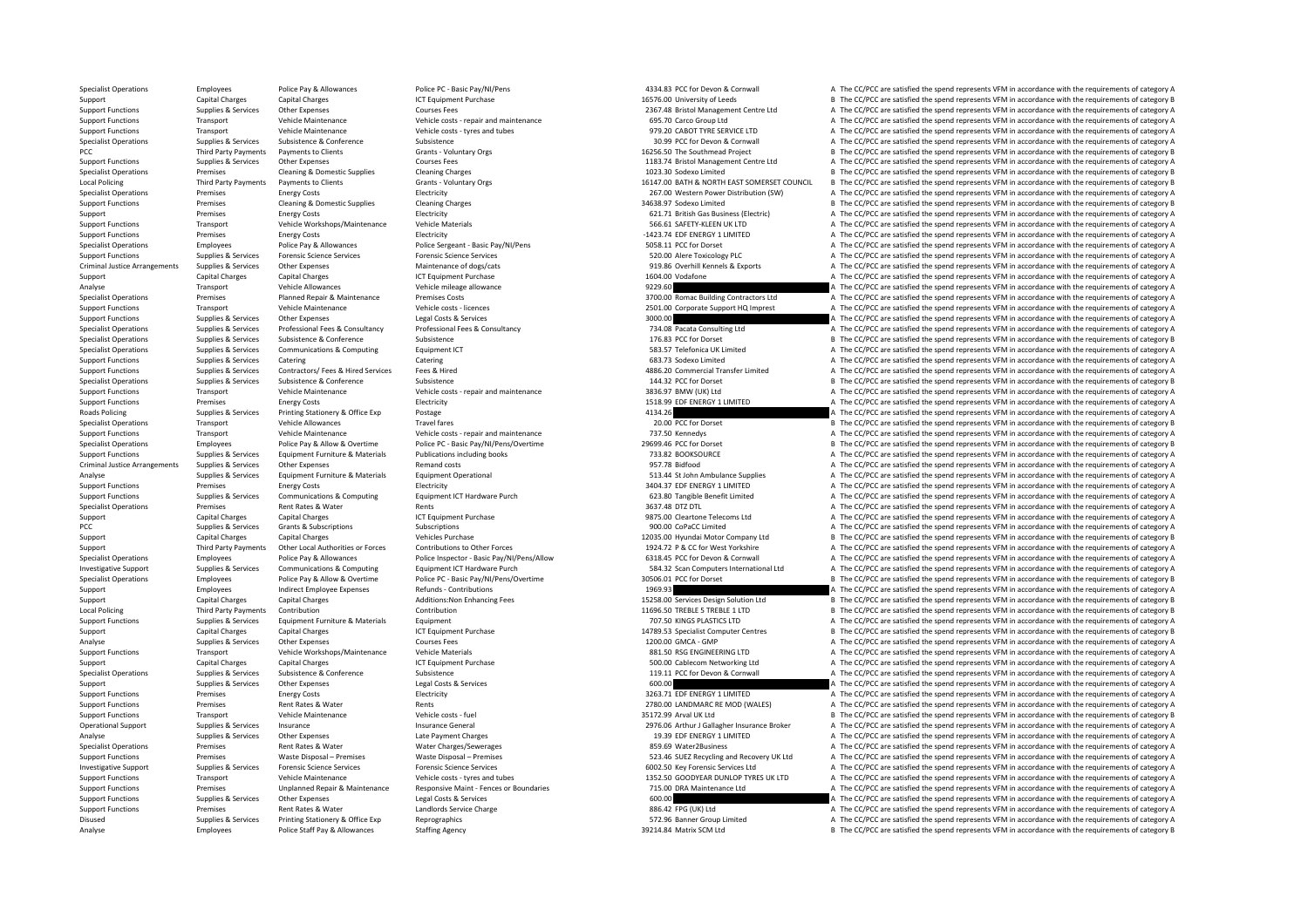| | | | | | | |
|---|---|---|---|---|---|---|
| Specialist Operations | Employees | Police Pay & Allowances | Police PC - Basic Pay/NI/Pens | 4334.83 | PCC for Devon & Cornwall | A The CC/PCC are satisfied the spend represents VFM in accordance with the requirements of category A |
| Support | Capital Charges | Capital Charges | ICT Equipment Purchase | 16576.00 | University of Leeds | B The CC/PCC are satisfied the spend represents VFM in accordance with the requirements of category B |
| Support Functions | Supplies & Services | Other Expenses | Courses Fees | 2367.48 | Bristol Management Centre Ltd | A The CC/PCC are satisfied the spend represents VFM in accordance with the requirements of category A |
| Support Functions | Transport | Vehicle Maintenance | Vehicle costs - repair and maintenance | 695.70 | Carco Group Ltd | A The CC/PCC are satisfied the spend represents VFM in accordance with the requirements of category A |
| Support Functions | Transport | Vehicle Maintenance | Vehicle costs - tyres and tubes | 979.20 | CABOT TYRE SERVICE LTD | A The CC/PCC are satisfied the spend represents VFM in accordance with the requirements of category A |
| Specialist Operations | Supplies & Services | Subsistence & Conference | Subsistence | 30.99 | PCC for Devon & Cornwall | A The CC/PCC are satisfied the spend represents VFM in accordance with the requirements of category A |
| PCC | Third Party Payments | Payments to Clients | Grants - Voluntary Orgs | 16256.50 | The Southmead Project | B The CC/PCC are satisfied the spend represents VFM in accordance with the requirements of category B |
| Support Functions | Supplies & Services | Other Expenses | Courses Fees | 1183.74 | Bristol Management Centre Ltd | A The CC/PCC are satisfied the spend represents VFM in accordance with the requirements of category A |
| Specialist Operations | Premises | Cleaning & Domestic Supplies | Cleaning Charges | 1023.30 | Sodexo Limited | B The CC/PCC are satisfied the spend represents VFM in accordance with the requirements of category B |
| Local Policing | Third Party Payments | Payments to Clients | Grants - Voluntary Orgs | 16147.00 | BATH & NORTH EAST SOMERSET COUNCIL | B The CC/PCC are satisfied the spend represents VFM in accordance with the requirements of category B |
| Specialist Operations | Premises | Energy Costs | Electricity | 267.00 | Western Power Distribution (SW) | A The CC/PCC are satisfied the spend represents VFM in accordance with the requirements of category A |
| Support Functions | Premises | Cleaning & Domestic Supplies | Cleaning Charges | 34638.97 | Sodexo Limited | B The CC/PCC are satisfied the spend represents VFM in accordance with the requirements of category B |
| Support | Premises | Energy Costs | Electricity | 621.71 | British Gas Business (Electric) | A The CC/PCC are satisfied the spend represents VFM in accordance with the requirements of category A |
| Support Functions | Transport | Vehicle Workshops/Maintenance | Vehicle Materials | 566.61 | SAFETY-KLEEN UK LTD | A The CC/PCC are satisfied the spend represents VFM in accordance with the requirements of category A |
| Support Functions | Premises | Energy Costs | Electricity | -1423.74 | EDF ENERGY 1 LIMITED | A The CC/PCC are satisfied the spend represents VFM in accordance with the requirements of category A |
| Specialist Operations | Employees | Police Pay & Allowances | Police Sergeant - Basic Pay/NI/Pens | 5058.11 | PCC for Dorset | A The CC/PCC are satisfied the spend represents VFM in accordance with the requirements of category A |
| Support Functions | Supplies & Services | Forensic Science Services | Forensic Science Services | 520.00 | Alere Toxicology PLC | A The CC/PCC are satisfied the spend represents VFM in accordance with the requirements of category A |
| Criminal Justice Arrangements | Supplies & Services | Other Expenses | Maintenance of dogs/cats | 919.86 | Overhill Kennels & Exports | A The CC/PCC are satisfied the spend represents VFM in accordance with the requirements of category A |
| Support | Capital Charges | Capital Charges | ICT Equipment Purchase | 1604.00 | Vodafone | A The CC/PCC are satisfied the spend represents VFM in accordance with the requirements of category A |
| Analyse | Transport | Vehicle Allowances | Vehicle mileage allowance | 9229.60 | | A The CC/PCC are satisfied the spend represents VFM in accordance with the requirements of category A |
| Specialist Operations | Premises | Planned Repair & Maintenance | Premises Costs | 3700.00 | Romac Building Contractors Ltd | A The CC/PCC are satisfied the spend represents VFM in accordance with the requirements of category A |
| Support Functions | Transport | Vehicle Maintenance | Vehicle costs - licences | 2501.00 | Corporate Support HQ Imprest | A The CC/PCC are satisfied the spend represents VFM in accordance with the requirements of category A |
| Support Functions | Supplies & Services | Other Expenses | Legal Costs & Services | 3000.00 | | A The CC/PCC are satisfied the spend represents VFM in accordance with the requirements of category A |
| Specialist Operations | Supplies & Services | Professional Fees & Consultancy | Professional Fees & Consultancy | 734.08 | Pacata Consulting Ltd | A The CC/PCC are satisfied the spend represents VFM in accordance with the requirements of category A |
| Specialist Operations | Supplies & Services | Subsistence & Conference | Subsistence | 176.83 | PCC for Dorset | B The CC/PCC are satisfied the spend represents VFM in accordance with the requirements of category B |
| Specialist Operations | Supplies & Services | Communications & Computing | Equipment ICT | 583.57 | Telefonica UK Limited | A The CC/PCC are satisfied the spend represents VFM in accordance with the requirements of category A |
| Support Functions | Supplies & Services | Catering | Catering | 683.73 | Sodexo Limited | A The CC/PCC are satisfied the spend represents VFM in accordance with the requirements of category A |
| Support Functions | Supplies & Services | Contractors/ Fees & Hired Services | Fees & Hired | 4886.20 | Commercial Transfer Limited | A The CC/PCC are satisfied the spend represents VFM in accordance with the requirements of category A |
| Specialist Operations | Supplies & Services | Subsistence & Conference | Subsistence | 144.32 | PCC for Dorset | B The CC/PCC are satisfied the spend represents VFM in accordance with the requirements of category B |
| Support Functions | Transport | Vehicle Maintenance | Vehicle costs - repair and maintenance | 3836.97 | BMW (UK) Ltd | A The CC/PCC are satisfied the spend represents VFM in accordance with the requirements of category A |
| Support Functions | Premises | Energy Costs | Electricity | 1518.99 | EDF ENERGY 1 LIMITED | A The CC/PCC are satisfied the spend represents VFM in accordance with the requirements of category A |
| Roads Policing | Supplies & Services | Printing Stationery & Office Exp | Postage | 4134.26 | | A The CC/PCC are satisfied the spend represents VFM in accordance with the requirements of category A |
| Specialist Operations | Transport | Vehicle Allowances | Travel fares | 20.00 | PCC for Dorset | B The CC/PCC are satisfied the spend represents VFM in accordance with the requirements of category B |
| Support Functions | Transport | Vehicle Maintenance | Vehicle costs - repair and maintenance | 737.50 | Kennedys | A The CC/PCC are satisfied the spend represents VFM in accordance with the requirements of category A |
| Specialist Operations | Employees | Police Pay & Allow & Overtime | Police PC - Basic Pay/NI/Pens/Overtime | 29699.46 | PCC for Dorset | B The CC/PCC are satisfied the spend represents VFM in accordance with the requirements of category B |
| Support Functions | Supplies & Services | Equipment Furniture & Materials | Publications including books | 733.82 | BOOKSOURCE | A The CC/PCC are satisfied the spend represents VFM in accordance with the requirements of category A |
| Criminal Justice Arrangements | Supplies & Services | Other Expenses | Remand costs | 957.78 | Bidfood | A The CC/PCC are satisfied the spend represents VFM in accordance with the requirements of category A |
| Analyse | Supplies & Services | Equipment Furniture & Materials | Equipment Operational | 513.44 | St John Ambulance Supplies | A The CC/PCC are satisfied the spend represents VFM in accordance with the requirements of category A |
| Support Functions | Premises | Energy Costs | Electricity | 3404.37 | EDF ENERGY 1 LIMITED | A The CC/PCC are satisfied the spend represents VFM in accordance with the requirements of category A |
| Support Functions | Supplies & Services | Communications & Computing | Equipment ICT Hardware Purch | 623.80 | Tangible Benefit Limited | A The CC/PCC are satisfied the spend represents VFM in accordance with the requirements of category A |
| Specialist Operations | Premises | Rent Rates & Water | Rents | 3637.48 | DTZ DTL | A The CC/PCC are satisfied the spend represents VFM in accordance with the requirements of category A |
| Support | Capital Charges | Capital Charges | ICT Equipment Purchase | 9875.00 | Cleartone Telecoms Ltd | A The CC/PCC are satisfied the spend represents VFM in accordance with the requirements of category A |
| PCC | Supplies & Services | Grants & Subscriptions | Subscriptions | 900.00 | CoPaCC Limited | A The CC/PCC are satisfied the spend represents VFM in accordance with the requirements of category A |
| Support | Capital Charges | Capital Charges | Vehicles Purchase | 12035.00 | Hyundai Motor Company Ltd | B The CC/PCC are satisfied the spend represents VFM in accordance with the requirements of category B |
| Support | Third Party Payments | Other Local Authorities or Forces | Contributions to Other Forces | 1924.72 | P & CC for West Yorkshire | A The CC/PCC are satisfied the spend represents VFM in accordance with the requirements of category A |
| Specialist Operations | Employees | Police Pay & Allowances | Police Inspector - Basic Pay/NI/Pens/Allow | 6318.45 | PCC for Devon & Cornwall | A The CC/PCC are satisfied the spend represents VFM in accordance with the requirements of category A |
| Investigative Support | Supplies & Services | Communications & Computing | Equipment ICT Hardware Purch | 584.32 | Scan Computers International Ltd | A The CC/PCC are satisfied the spend represents VFM in accordance with the requirements of category A |
| Specialist Operations | Employees | Police Pay & Allow & Overtime | Police PC - Basic Pay/NI/Pens/Overtime | 30506.01 | PCC for Dorset | B The CC/PCC are satisfied the spend represents VFM in accordance with the requirements of category B |
| Support | Employees | Indirect Employee Expenses | Refunds - Contributions | 1969.93 | | A The CC/PCC are satisfied the spend represents VFM in accordance with the requirements of category A |
| Support | Capital Charges | Capital Charges | Additions:Non Enhancing Fees | 15258.00 | Services Design Solution Ltd | B The CC/PCC are satisfied the spend represents VFM in accordance with the requirements of category B |
| Local Policing | Third Party Payments | Contribution | Contribution | 11696.50 | TREBLE 5 TREBLE 1 LTD | B The CC/PCC are satisfied the spend represents VFM in accordance with the requirements of category B |
| Support Functions | Supplies & Services | Equipment Furniture & Materials | Equipment | 707.50 | KINGS PLASTICS LTD | A The CC/PCC are satisfied the spend represents VFM in accordance with the requirements of category A |
| Support | Capital Charges | Capital Charges | ICT Equipment Purchase | 14789.53 | Specialist Computer Centres | B The CC/PCC are satisfied the spend represents VFM in accordance with the requirements of category B |
| Analyse | Supplies & Services | Other Expenses | Courses Fees | 1200.00 | GMCA - GMP | A The CC/PCC are satisfied the spend represents VFM in accordance with the requirements of category A |
| Support Functions | Transport | Vehicle Workshops/Maintenance | Vehicle Materials | 881.50 | RSG ENGINEERING LTD | A The CC/PCC are satisfied the spend represents VFM in accordance with the requirements of category A |
| Support | Capital Charges | Capital Charges | ICT Equipment Purchase | 500.00 | Cablecom Networking Ltd | A The CC/PCC are satisfied the spend represents VFM in accordance with the requirements of category A |
| Specialist Operations | Supplies & Services | Subsistence & Conference | Subsistence | 119.11 | PCC for Devon & Cornwall | A The CC/PCC are satisfied the spend represents VFM in accordance with the requirements of category A |
| Support | Supplies & Services | Other Expenses | Legal Costs & Services | 600.00 | | A The CC/PCC are satisfied the spend represents VFM in accordance with the requirements of category A |
| Support Functions | Premises | Energy Costs | Electricity | 3263.71 | EDF ENERGY 1 LIMITED | A The CC/PCC are satisfied the spend represents VFM in accordance with the requirements of category A |
| Support Functions | Premises | Rent Rates & Water | Rents | 2780.00 | LANDMARC RE MOD (WALES) | A The CC/PCC are satisfied the spend represents VFM in accordance with the requirements of category A |
| Support Functions | Transport | Vehicle Maintenance | Vehicle costs - fuel | 35172.99 | Arval UK Ltd | B The CC/PCC are satisfied the spend represents VFM in accordance with the requirements of category B |
| Operational Support | Supplies & Services | Insurance | Insurance General | 2976.06 | Arthur J Gallagher Insurance Broker | A The CC/PCC are satisfied the spend represents VFM in accordance with the requirements of category A |
| Analyse | Supplies & Services | Other Expenses | Late Payment Charges | 19.39 | EDF ENERGY 1 LIMITED | A The CC/PCC are satisfied the spend represents VFM in accordance with the requirements of category A |
| Specialist Operations | Premises | Rent Rates & Water | Water Charges/Sewerages | 859.69 | Water2Business | A The CC/PCC are satisfied the spend represents VFM in accordance with the requirements of category A |
| Support Functions | Premises | Waste Disposal – Premises | Waste Disposal – Premises | 523.46 | SUEZ Recycling and Recovery UK Ltd | A The CC/PCC are satisfied the spend represents VFM in accordance with the requirements of category A |
| Investigative Support | Supplies & Services | Forensic Science Services | Forensic Science Services | 6002.50 | Key Forensic Services Ltd | A The CC/PCC are satisfied the spend represents VFM in accordance with the requirements of category A |
| Support Functions | Transport | Vehicle Maintenance | Vehicle costs - tyres and tubes | 1352.50 | GOODYEAR DUNLOP TYRES UK LTD | A The CC/PCC are satisfied the spend represents VFM in accordance with the requirements of category A |
| Support Functions | Premises | Unplanned Repair & Maintenance | Responsive Maint - Fences or Boundaries | 715.00 | DRA Maintenance Ltd | A The CC/PCC are satisfied the spend represents VFM in accordance with the requirements of category A |
| Support Functions | Supplies & Services | Other Expenses | Legal Costs & Services | 600.00 | | A The CC/PCC are satisfied the spend represents VFM in accordance with the requirements of category A |
| Support Functions | Premises | Rent Rates & Water | Landlords Service Charge | 886.42 | FPG (UK) Ltd | A The CC/PCC are satisfied the spend represents VFM in accordance with the requirements of category A |
| Disused | Supplies & Services | Printing Stationery & Office Exp | Reprographics | 572.96 | Banner Group Limited | A The CC/PCC are satisfied the spend represents VFM in accordance with the requirements of category A |
| Analyse | Employees | Police Staff Pay & Allowances | Staffing Agency | 39214.84 | Matrix SCM Ltd | B The CC/PCC are satisfied the spend represents VFM in accordance with the requirements of category B |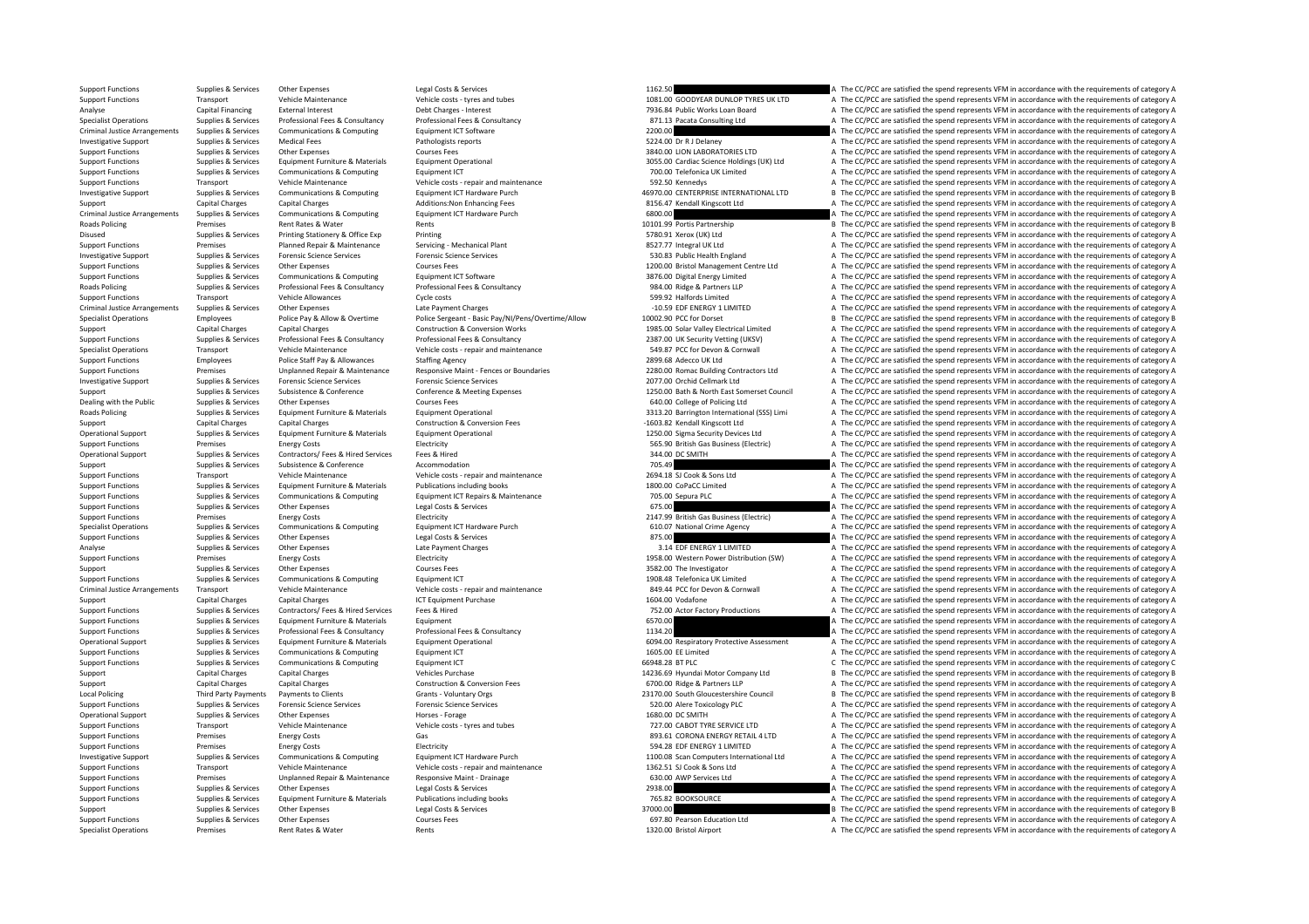| | | | | | | | |
|---|---|---|---|---|---|---|---|
| Support Functions | Supplies & Services | Other Expenses | Legal Costs & Services | 1162.50 | | A | The CC/PCC are satisfied the spend represents VFM in accordance with the requirements of category A |
| Support Functions | Transport | Vehicle Maintenance | Vehicle costs - tyres and tubes | 1081.00 | GOODYEAR DUNLOP TYRES UK LTD | A | The CC/PCC are satisfied the spend represents VFM in accordance with the requirements of category A |
| Analyse | Capital Financing | External Interest | Debt Charges - Interest | 7936.84 | Public Works Loan Board | A | The CC/PCC are satisfied the spend represents VFM in accordance with the requirements of category A |
| Specialist Operations | Supplies & Services | Professional Fees & Consultancy | Professional Fees & Consultancy | 871.13 | Pacata Consulting Ltd | A | The CC/PCC are satisfied the spend represents VFM in accordance with the requirements of category A |
| Criminal Justice Arrangements | Supplies & Services | Communications & Computing | Equipment ICT Software | 2200.00 | | A | The CC/PCC are satisfied the spend represents VFM in accordance with the requirements of category A |
| Investigative Support | Supplies & Services | Medical Fees | Pathologists reports | 5224.00 | Dr R J Delaney | A | The CC/PCC are satisfied the spend represents VFM in accordance with the requirements of category A |
| Support Functions | Supplies & Services | Other Expenses | Courses Fees | 3840.00 | LION LABORATORIES LTD | A | The CC/PCC are satisfied the spend represents VFM in accordance with the requirements of category A |
| Support Functions | Supplies & Services | Equipment Furniture & Materials | Equipment Operational | 3055.00 | Cardiac Science Holdings (UK) Ltd | A | The CC/PCC are satisfied the spend represents VFM in accordance with the requirements of category A |
| Support Functions | Supplies & Services | Communications & Computing | Equipment ICT | 700.00 | Telefonica UK Limited | A | The CC/PCC are satisfied the spend represents VFM in accordance with the requirements of category A |
| Support Functions | Transport | Vehicle Maintenance | Vehicle costs - repair and maintenance | 592.50 | Kennedys | A | The CC/PCC are satisfied the spend represents VFM in accordance with the requirements of category A |
| Investigative Support | Supplies & Services | Communications & Computing | Equipment ICT Hardware Purch | 46970.00 | CENTERPRISE INTERNATIONAL LTD | B | The CC/PCC are satisfied the spend represents VFM in accordance with the requirements of category B |
| Support | Capital Charges | Capital Charges | Additions:Non Enhancing Fees | 8156.47 | Kendall Kingscott Ltd | A | The CC/PCC are satisfied the spend represents VFM in accordance with the requirements of category A |
| Criminal Justice Arrangements | Supplies & Services | Communications & Computing | Equipment ICT Hardware Purch | 6800.00 | | A | The CC/PCC are satisfied the spend represents VFM in accordance with the requirements of category A |
| Roads Policing | Premises | Rent Rates & Water | Rents | 10101.99 | Portis Partnership | B | The CC/PCC are satisfied the spend represents VFM in accordance with the requirements of category B |
| Disused | Supplies & Services | Printing Stationery & Office Exp | Printing | 5780.91 | Xerox (UK) Ltd | A | The CC/PCC are satisfied the spend represents VFM in accordance with the requirements of category A |
| Support Functions | Premises | Planned Repair & Maintenance | Servicing - Mechanical Plant | 8527.77 | Integral UK Ltd | A | The CC/PCC are satisfied the spend represents VFM in accordance with the requirements of category A |
| Investigative Support | Supplies & Services | Forensic Science Services | Forensic Science Services | 530.83 | Public Health England | A | The CC/PCC are satisfied the spend represents VFM in accordance with the requirements of category A |
| Support Functions | Supplies & Services | Other Expenses | Courses Fees | 1200.00 | Bristol Management Centre Ltd | A | The CC/PCC are satisfied the spend represents VFM in accordance with the requirements of category A |
| Support Functions | Supplies & Services | Communications & Computing | Equipment ICT Software | 3876.00 | Digital Energy Limited | A | The CC/PCC are satisfied the spend represents VFM in accordance with the requirements of category A |
| Roads Policing | Supplies & Services | Professional Fees & Consultancy | Professional Fees & Consultancy | 984.00 | Ridge & Partners LLP | A | The CC/PCC are satisfied the spend represents VFM in accordance with the requirements of category A |
| Support Functions | Transport | Vehicle Allowances | Cycle costs | 599.92 | Halfords Limited | A | The CC/PCC are satisfied the spend represents VFM in accordance with the requirements of category A |
| Criminal Justice Arrangements | Supplies & Services | Other Expenses | Late Payment Charges | -10.59 | EDF ENERGY 1 LIMITED | A | The CC/PCC are satisfied the spend represents VFM in accordance with the requirements of category A |
| Specialist Operations | Employees | Police Pay & Allow & Overtime | Police Sergeant - Basic Pay/NI/Pens/Overtime/Allow | 10002.90 | PCC for Dorset | B | The CC/PCC are satisfied the spend represents VFM in accordance with the requirements of category B |
| Support | Capital Charges | Capital Charges | Construction & Conversion Works | 1985.00 | Solar Valley Electrical Limited | A | The CC/PCC are satisfied the spend represents VFM in accordance with the requirements of category A |
| Support Functions | Supplies & Services | Professional Fees & Consultancy | Professional Fees & Consultancy | 2387.00 | UK Security Vetting (UKSV) | A | The CC/PCC are satisfied the spend represents VFM in accordance with the requirements of category A |
| Specialist Operations | Transport | Vehicle Maintenance | Vehicle costs - repair and maintenance | 549.87 | PCC for Devon & Cornwall | A | The CC/PCC are satisfied the spend represents VFM in accordance with the requirements of category A |
| Support Functions | Employees | Police Staff Pay & Allowances | Staffing Agency | 2899.68 | Adecco UK Ltd | A | The CC/PCC are satisfied the spend represents VFM in accordance with the requirements of category A |
| Support Functions | Premises | Unplanned Repair & Maintenance | Responsive Maint - Fences or Boundaries | 2280.00 | Romac Building Contractors Ltd | A | The CC/PCC are satisfied the spend represents VFM in accordance with the requirements of category A |
| Investigative Support | Supplies & Services | Forensic Science Services | Forensic Science Services | 2077.00 | Orchid Cellmark Ltd | A | The CC/PCC are satisfied the spend represents VFM in accordance with the requirements of category A |
| Support | Supplies & Services | Subsistence & Conference | Conference & Meeting Expenses | 1250.00 | Bath & North East Somerset Council | A | The CC/PCC are satisfied the spend represents VFM in accordance with the requirements of category A |
| Dealing with the Public | Supplies & Services | Other Expenses | Courses Fees | 640.00 | College of Policing Ltd | A | The CC/PCC are satisfied the spend represents VFM in accordance with the requirements of category A |
| Roads Policing | Supplies & Services | Equipment Furniture & Materials | Equipment Operational | 3313.20 | Barrington International (SSS) Limi | A | The CC/PCC are satisfied the spend represents VFM in accordance with the requirements of category A |
| Support | Capital Charges | Capital Charges | Construction & Conversion Fees | -1603.82 | Kendall Kingscott Ltd | A | The CC/PCC are satisfied the spend represents VFM in accordance with the requirements of category A |
| Operational Support | Supplies & Services | Equipment Furniture & Materials | Equipment Operational | 1250.00 | Sigma Security Devices Ltd | A | The CC/PCC are satisfied the spend represents VFM in accordance with the requirements of category A |
| Support Functions | Premises | Energy Costs | Electricity | 565.90 | British Gas Business (Electric) | A | The CC/PCC are satisfied the spend represents VFM in accordance with the requirements of category A |
| Operational Support | Supplies & Services | Contractors/ Fees & Hired Services | Fees & Hired | 344.00 | DC SMITH | A | The CC/PCC are satisfied the spend represents VFM in accordance with the requirements of category A |
| Support | Supplies & Services | Subsistence & Conference | Accommodation | 705.49 | | A | The CC/PCC are satisfied the spend represents VFM in accordance with the requirements of category A |
| Support Functions | Transport | Vehicle Maintenance | Vehicle costs - repair and maintenance | 2694.18 | SJ Cook & Sons Ltd | A | The CC/PCC are satisfied the spend represents VFM in accordance with the requirements of category A |
| Support Functions | Supplies & Services | Equipment Furniture & Materials | Publications including books | 1800.00 | CoPaCC Limited | A | The CC/PCC are satisfied the spend represents VFM in accordance with the requirements of category A |
| Support Functions | Supplies & Services | Communications & Computing | Equipment ICT Repairs & Maintenance | 705.00 | Sepura PLC | A | The CC/PCC are satisfied the spend represents VFM in accordance with the requirements of category A |
| Support Functions | Supplies & Services | Other Expenses | Legal Costs & Services | 675.00 | | A | The CC/PCC are satisfied the spend represents VFM in accordance with the requirements of category A |
| Support Functions | Premises | Energy Costs | Electricity | 2147.99 | British Gas Business (Electric) | A | The CC/PCC are satisfied the spend represents VFM in accordance with the requirements of category A |
| Specialist Operations | Supplies & Services | Communications & Computing | Equipment ICT Hardware Purch | 610.07 | National Crime Agency | A | The CC/PCC are satisfied the spend represents VFM in accordance with the requirements of category A |
| Support Functions | Supplies & Services | Other Expenses | Legal Costs & Services | 875.00 | | A | The CC/PCC are satisfied the spend represents VFM in accordance with the requirements of category A |
| Analyse | Supplies & Services | Other Expenses | Late Payment Charges | 3.14 | EDF ENERGY 1 LIMITED | A | The CC/PCC are satisfied the spend represents VFM in accordance with the requirements of category A |
| Support Functions | Premises | Energy Costs | Electricity | 1958.00 | Western Power Distribution (SW) | A | The CC/PCC are satisfied the spend represents VFM in accordance with the requirements of category A |
| Support | Supplies & Services | Other Expenses | Courses Fees | 3582.00 | The Investigator | A | The CC/PCC are satisfied the spend represents VFM in accordance with the requirements of category A |
| Support Functions | Supplies & Services | Communications & Computing | Equipment ICT | 1908.48 | Telefonica UK Limited | A | The CC/PCC are satisfied the spend represents VFM in accordance with the requirements of category A |
| Criminal Justice Arrangements | Transport | Vehicle Maintenance | Vehicle costs - repair and maintenance | 849.44 | PCC for Devon & Cornwall | A | The CC/PCC are satisfied the spend represents VFM in accordance with the requirements of category A |
| Support | Capital Charges | Capital Charges | ICT Equipment Purchase | 1604.00 | Vodafone | A | The CC/PCC are satisfied the spend represents VFM in accordance with the requirements of category A |
| Support Functions | Supplies & Services | Contractors/ Fees & Hired Services | Fees & Hired | 752.00 | Actor Factory Productions | A | The CC/PCC are satisfied the spend represents VFM in accordance with the requirements of category A |
| Support Functions | Supplies & Services | Equipment Furniture & Materials | Equipment | 6570.00 | | A | The CC/PCC are satisfied the spend represents VFM in accordance with the requirements of category A |
| Support Functions | Supplies & Services | Professional Fees & Consultancy | Professional Fees & Consultancy | 1134.20 | | A | The CC/PCC are satisfied the spend represents VFM in accordance with the requirements of category A |
| Operational Support | Supplies & Services | Equipment Furniture & Materials | Equipment Operational | 6094.00 | Respiratory Protective Assessment | A | The CC/PCC are satisfied the spend represents VFM in accordance with the requirements of category A |
| Support Functions | Supplies & Services | Communications & Computing | Equipment ICT | 1605.00 | EE Limited | A | The CC/PCC are satisfied the spend represents VFM in accordance with the requirements of category A |
| Support Functions | Supplies & Services | Communications & Computing | Equipment ICT | 66948.28 | BT PLC | C | The CC/PCC are satisfied the spend represents VFM in accordance with the requirements of category C |
| Support | Capital Charges | Capital Charges | Vehicles Purchase | 14236.69 | Hyundai Motor Company Ltd | B | The CC/PCC are satisfied the spend represents VFM in accordance with the requirements of category B |
| Support | Capital Charges | Capital Charges | Construction & Conversion Fees | 6700.00 | Ridge & Partners LLP | A | The CC/PCC are satisfied the spend represents VFM in accordance with the requirements of category A |
| Local Policing | Third Party Payments | Payments to Clients | Grants - Voluntary Orgs | 23170.00 | South Gloucestershire Council | B | The CC/PCC are satisfied the spend represents VFM in accordance with the requirements of category B |
| Support Functions | Supplies & Services | Forensic Science Services | Forensic Science Services | 520.00 | Alere Toxicology PLC | A | The CC/PCC are satisfied the spend represents VFM in accordance with the requirements of category A |
| Operational Support | Supplies & Services | Other Expenses | Horses - Forage | 1680.00 | DC SMITH | A | The CC/PCC are satisfied the spend represents VFM in accordance with the requirements of category A |
| Support Functions | Transport | Vehicle Maintenance | Vehicle costs - tyres and tubes | 727.00 | CABOT TYRE SERVICE LTD | A | The CC/PCC are satisfied the spend represents VFM in accordance with the requirements of category A |
| Support Functions | Premises | Energy Costs | Gas | 893.61 | CORONA ENERGY RETAIL 4 LTD | A | The CC/PCC are satisfied the spend represents VFM in accordance with the requirements of category A |
| Support Functions | Premises | Energy Costs | Electricity | 594.28 | EDF ENERGY 1 LIMITED | A | The CC/PCC are satisfied the spend represents VFM in accordance with the requirements of category A |
| Investigative Support | Supplies & Services | Communications & Computing | Equipment ICT Hardware Purch | 1100.08 | Scan Computers International Ltd | A | The CC/PCC are satisfied the spend represents VFM in accordance with the requirements of category A |
| Support Functions | Transport | Vehicle Maintenance | Vehicle costs - repair and maintenance | 1362.51 | SJ Cook & Sons Ltd | A | The CC/PCC are satisfied the spend represents VFM in accordance with the requirements of category A |
| Support Functions | Premises | Unplanned Repair & Maintenance | Responsive Maint - Drainage | 630.00 | AWP Services Ltd | A | The CC/PCC are satisfied the spend represents VFM in accordance with the requirements of category A |
| Support Functions | Supplies & Services | Other Expenses | Legal Costs & Services | 2938.00 | | A | The CC/PCC are satisfied the spend represents VFM in accordance with the requirements of category A |
| Support Functions | Supplies & Services | Equipment Furniture & Materials | Publications including books | 765.82 | BOOKSOURCE | A | The CC/PCC are satisfied the spend represents VFM in accordance with the requirements of category A |
| Support | Supplies & Services | Other Expenses | Legal Costs & Services | 37000.00 | | B | The CC/PCC are satisfied the spend represents VFM in accordance with the requirements of category B |
| Support Functions | Supplies & Services | Other Expenses | Courses Fees | 697.80 | Pearson Education Ltd | A | The CC/PCC are satisfied the spend represents VFM in accordance with the requirements of category A |
| Specialist Operations | Premises | Rent Rates & Water | Rents | 1320.00 | Bristol Airport | A | The CC/PCC are satisfied the spend represents VFM in accordance with the requirements of category A |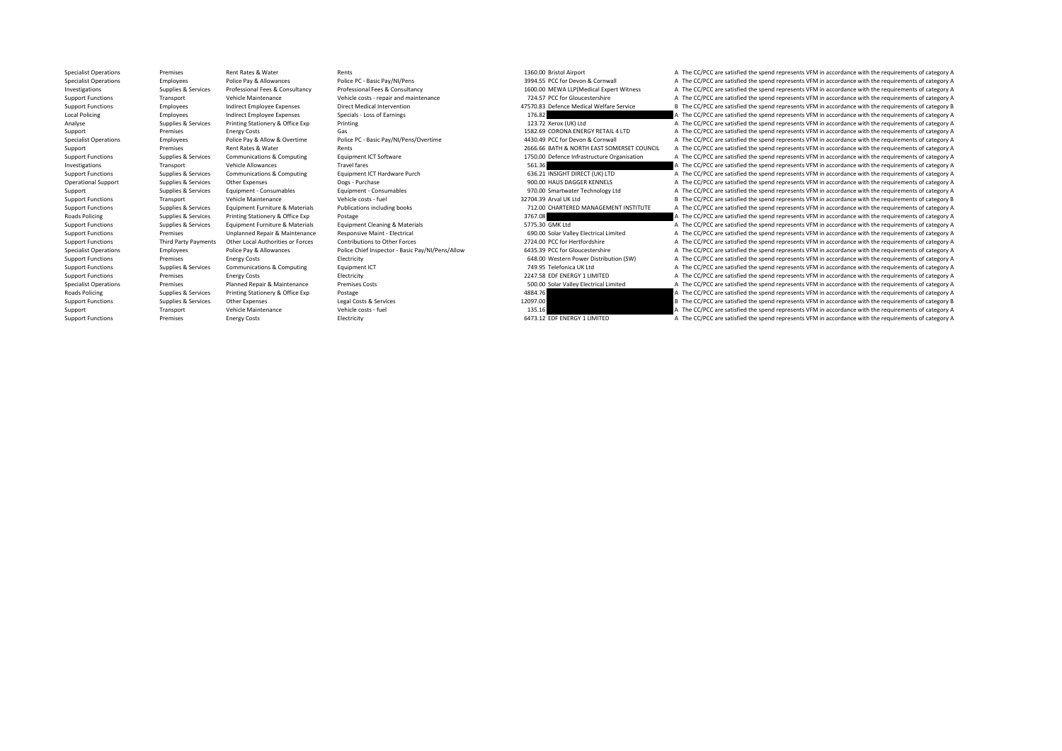| | | | | | | | |
|---|---|---|---|---|---|---|---|
| Specialist Operations | Premises | Rent Rates & Water | Rents | 1360.00 | Bristol Airport | A | The CC/PCC are satisfied the spend represents VFM in accordance with the requirements of category A |
| Specialist Operations | Employees | Police Pay & Allowances | Police PC - Basic Pay/NI/Pens | 3994.55 | PCC for Devon & Cornwall | A | The CC/PCC are satisfied the spend represents VFM in accordance with the requirements of category A |
| Investigations | Supplies & Services | Professional Fees & Consultancy | Professional Fees & Consultancy | 1600.00 | MEWA LLP(Medical Expert Witness | A | The CC/PCC are satisfied the spend represents VFM in accordance with the requirements of category A |
| Support Functions | Transport | Vehicle Maintenance | Vehicle costs - repair and maintenance | 724.57 | PCC for Gloucestershire | A | The CC/PCC are satisfied the spend represents VFM in accordance with the requirements of category A |
| Support Functions | Employees | Indirect Employee Expenses | Direct Medical Intervention | 47570.83 | Defence Medical Welfare Service | B | The CC/PCC are satisfied the spend represents VFM in accordance with the requirements of category B |
| Local Policing | Employees | Indirect Employee Expenses | Specials - Loss of Earnings | 176.82 | | A | The CC/PCC are satisfied the spend represents VFM in accordance with the requirements of category A |
| Analyse | Supplies & Services | Printing Stationery & Office Exp | Printing | 123.72 | Xerox (UK) Ltd | A | The CC/PCC are satisfied the spend represents VFM in accordance with the requirements of category A |
| Support | Premises | Energy Costs | Gas | 1582.69 | CORONA ENERGY RETAIL 4 LTD | A | The CC/PCC are satisfied the spend represents VFM in accordance with the requirements of category A |
| Specialist Operations | Employees | Police Pay & Allow & Overtime | Police PC - Basic Pay/NI/Pens/Overtime | 4430.49 | PCC for Devon & Cornwall | A | The CC/PCC are satisfied the spend represents VFM in accordance with the requirements of category A |
| Support | Premises | Rent Rates & Water | Rents | 2666.66 | BATH & NORTH EAST SOMERSET COUNCIL | A | The CC/PCC are satisfied the spend represents VFM in accordance with the requirements of category A |
| Support Functions | Supplies & Services | Communications & Computing | Equipment ICT Software | 1750.00 | Defence Infrastructure Organisation | A | The CC/PCC are satisfied the spend represents VFM in accordance with the requirements of category A |
| Investigations | Transport | Vehicle Allowances | Travel fares | 561.36 | | A | The CC/PCC are satisfied the spend represents VFM in accordance with the requirements of category A |
| Support Functions | Supplies & Services | Communications & Computing | Equipment ICT Hardware Purch | 636.21 | INSIGHT DIRECT (UK) LTD | A | The CC/PCC are satisfied the spend represents VFM in accordance with the requirements of category A |
| Operational Support | Supplies & Services | Other Expenses | Dogs - Purchase | 900.00 | HAUS DAGGER KENNELS | A | The CC/PCC are satisfied the spend represents VFM in accordance with the requirements of category A |
| Support | Supplies & Services | Equipment - Consumables | Equipment - Consumables | 970.00 | Smartwater Technology Ltd | A | The CC/PCC are satisfied the spend represents VFM in accordance with the requirements of category A |
| Support Functions | Transport | Vehicle Maintenance | Vehicle costs - fuel | 32704.39 | Arval UK Ltd | B | The CC/PCC are satisfied the spend represents VFM in accordance with the requirements of category B |
| Support Functions | Supplies & Services | Equipment Furniture & Materials | Publications including books | 712.00 | CHARTERED MANAGEMENT INSTITUTE | A | The CC/PCC are satisfied the spend represents VFM in accordance with the requirements of category A |
| Roads Policing | Supplies & Services | Printing Stationery & Office Exp | Postage | 3767.08 | | A | The CC/PCC are satisfied the spend represents VFM in accordance with the requirements of category A |
| Support Functions | Supplies & Services | Equipment Furniture & Materials | Equipment Cleaning & Materials | 5775.30 | GMK Ltd | A | The CC/PCC are satisfied the spend represents VFM in accordance with the requirements of category A |
| Support Functions | Premises | Unplanned Repair & Maintenance | Responsive Maint - Electrical | 690.00 | Solar Valley Electrical Limited | A | The CC/PCC are satisfied the spend represents VFM in accordance with the requirements of category A |
| Support Functions | Third Party Payments | Other Local Authorities or Forces | Contributions to Other Forces | 2724.00 | PCC for Hertfordshire | A | The CC/PCC are satisfied the spend represents VFM in accordance with the requirements of category A |
| Specialist Operations | Employees | Police Pay & Allowances | Police Chief Inspector - Basic Pay/NI/Pens/Allow | 6435.39 | PCC for Gloucestershire | A | The CC/PCC are satisfied the spend represents VFM in accordance with the requirements of category A |
| Support Functions | Premises | Energy Costs | Electricity | 648.00 | Western Power Distribution (SW) | A | The CC/PCC are satisfied the spend represents VFM in accordance with the requirements of category A |
| Support Functions | Supplies & Services | Communications & Computing | Equipment ICT | 749.95 | Telefonica UK Ltd | A | The CC/PCC are satisfied the spend represents VFM in accordance with the requirements of category A |
| Support Functions | Premises | Energy Costs | Electricity | 2247.58 | EDF ENERGY 1 LIMITED | A | The CC/PCC are satisfied the spend represents VFM in accordance with the requirements of category A |
| Specialist Operations | Premises | Planned Repair & Maintenance | Premises Costs | 500.00 | Solar Valley Electrical Limited | A | The CC/PCC are satisfied the spend represents VFM in accordance with the requirements of category A |
| Roads Policing | Supplies & Services | Printing Stationery & Office Exp | Postage | 4884.76 | | A | The CC/PCC are satisfied the spend represents VFM in accordance with the requirements of category A |
| Support Functions | Supplies & Services | Other Expenses | Legal Costs & Services | 12097.00 | | B | The CC/PCC are satisfied the spend represents VFM in accordance with the requirements of category B |
| Support | Transport | Vehicle Maintenance | Vehicle costs - fuel | 135.16 | | A | The CC/PCC are satisfied the spend represents VFM in accordance with the requirements of category A |
| Support Functions | Premises | Energy Costs | Electricity | 6473.12 | EDF ENERGY 1 LIMITED | A | The CC/PCC are satisfied the spend represents VFM in accordance with the requirements of category A |